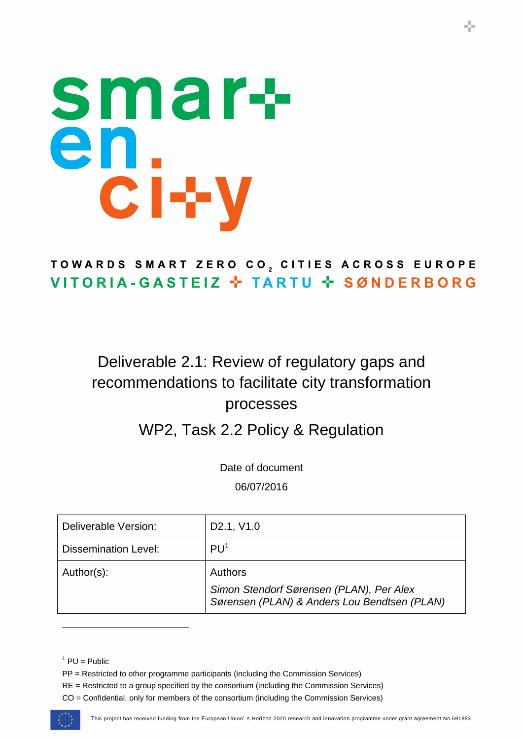smar+ en. ci+y

TOWARDS SMART ZERO $CO_2$ CITIES ACROSS EUROPE

VITORIA-GASTEIZ + TARTU + SØNDERBORG

# Deliverable 2.1: Review of regulatory gaps and recommendations to facilitate city transformation processes

## WP2, Task 2.2 Policy & Regulation

Date of document

06/07/2016

| Deliverable Version: | D2.1, V1.0 |
|---|---|
| Dissemination Level: | PU[1] |
| Author(s): | Authors<br>*Simon Stendorf Sørensen (PLAN), Per Alex Sørensen (PLAN) & Anders Lou Bendtsen (PLAN)* |

[1] PU = Public

PP = Restricted to other programme participants (including the Commission Services)

RE = Restricted to a group specified by the consortium (including the Commission Services)

CO = Confidential, only for members of the consortium (including the Commission Services)

This project has received funding from the European Union' s Horizon 2020 research and innovation programme under grant agreement No 691883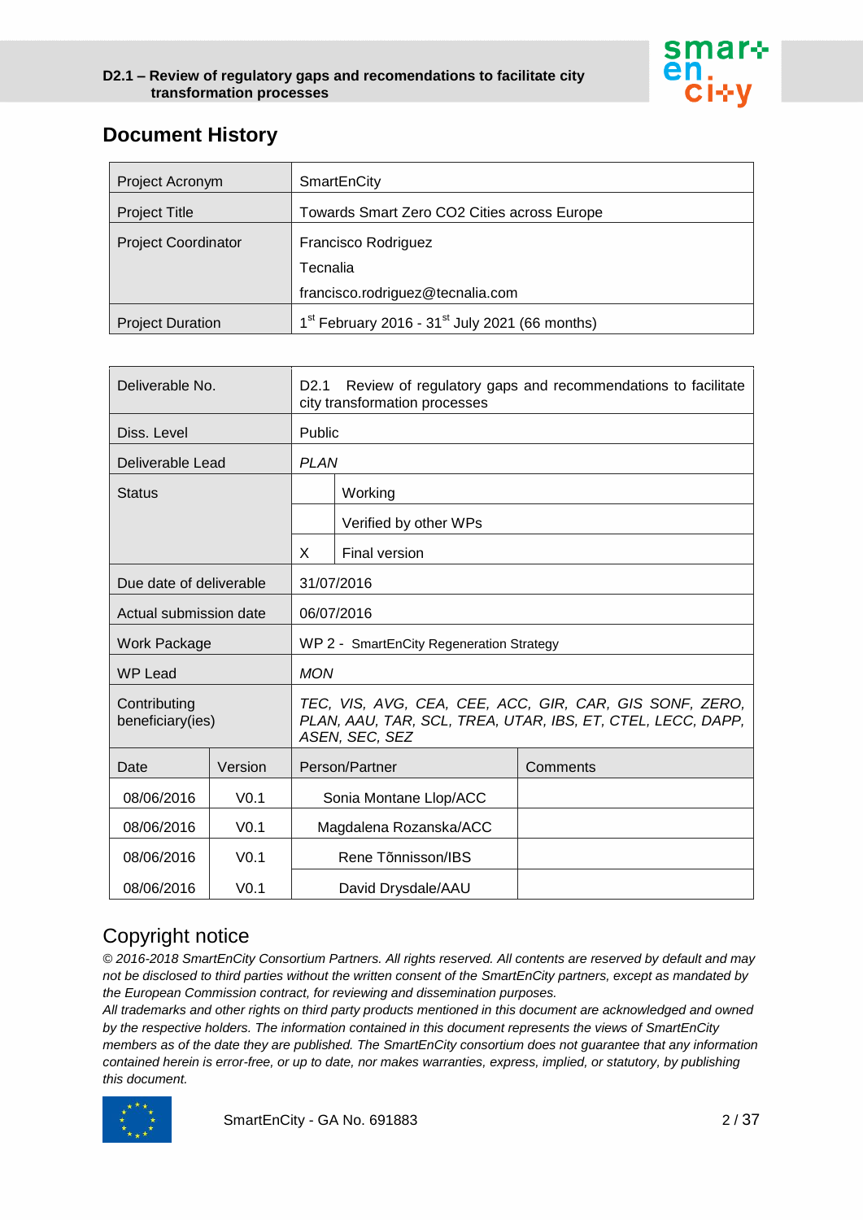## Document History

| Project Acronym | SmartEnCity |
|---|---|
| Project Title | Towards Smart Zero CO2 Cities across Europe |
| Project Coordinator | Francisco Rodriguez<br>Tecnalia<br>francisco.rodriguez@tecnalia.com |
| Project Duration | 1st February 2016 - 31st July 2021 (66 months) |

| Deliverable No. | D2.1 Review of regulatory gaps and recommendations to facilitate city transformation processes | | |
|---|---|---|---|
| Diss. Level | Public | | |
| Deliverable Lead | *PLAN* | | |
| Status | | Working | |
| | | Verified by other WPs | |
| | X | Final version | |
| Due date of deliverable | 31/07/2016 | | |
| Actual submission date | 06/07/2016 | | |
| Work Package | WP 2 - SmartEnCity Regeneration Strategy | | |
| WP Lead | *MON* | | |
| Contributing beneficiary(ies) | *TEC, VIS, AVG, CEA, CEE, ACC, GIR, CAR, GIS SONF, ZERO, PLAN, AAU, TAR, SCL, TREA, UTAR, IBS, ET, CTEL, LECC, DAPP, ASEN, SEC, SEZ* | | |

| Date | Version | Person/Partner | Comments |
|---|---|---|---|
| 08/06/2016 | V0.1 | Sonia Montane Llop/ACC | |
| 08/06/2016 | V0.1 | Magdalena Rozanska/ACC | |
| 08/06/2016 | V0.1 | Rene Tõnnisson/IBS | |
| 08/06/2016 | V0.1 | David Drysdale/AAU | |

## Copyright notice

*© 2016-2018 SmartEnCity Consortium Partners. All rights reserved. All contents are reserved by default and may not be disclosed to third parties without the written consent of the SmartEnCity partners, except as mandated by the European Commission contract, for reviewing and dissemination purposes.*

*All trademarks and other rights on third party products mentioned in this document are acknowledged and owned by the respective holders. The information contained in this document represents the views of SmartEnCity members as of the date they are published. The SmartEnCity consortium does not guarantee that any information contained herein is error-free, or up to date, nor makes warranties, express, implied, or statutory, by publishing this document.*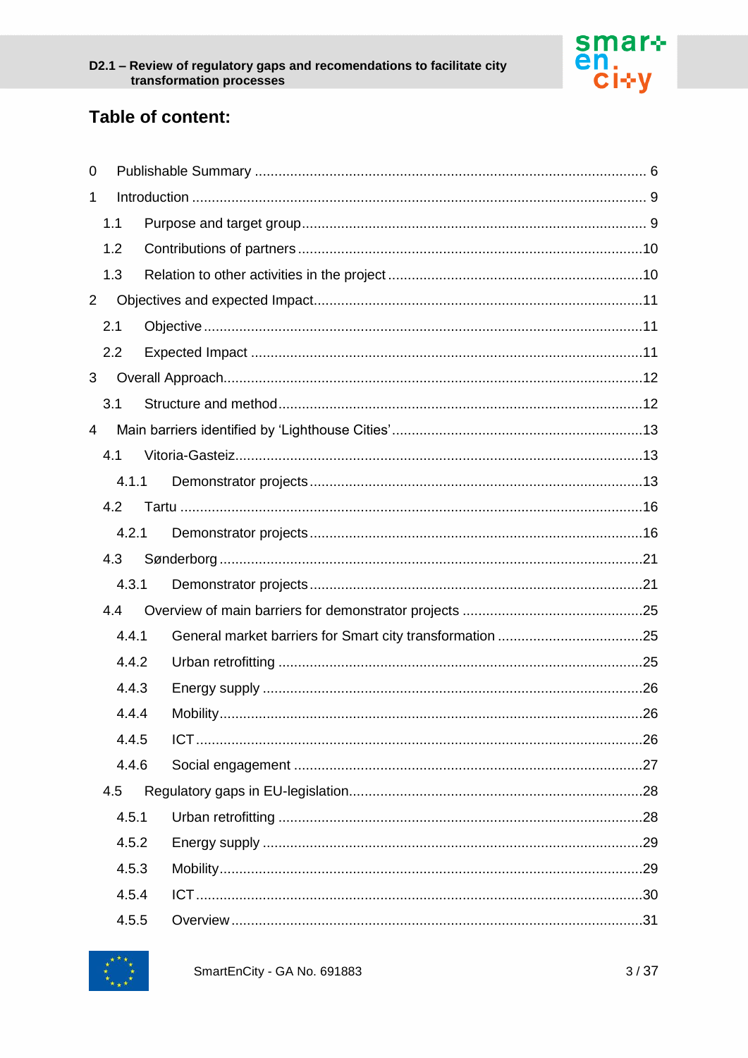## Table of content:

0 Publishable Summary ........................................................................................................ 6

1 Introduction ........................................................................................................................ 9

 1.1 Purpose and target group ............................................................................................. 9

 1.2 Contributions of partners ............................................................................................ 10

 1.3 Relation to other activities in the project .................................................................... 10

2 Objectives and expected Impact ....................................................................................... 11

 2.1 Objective .................................................................................................................... 11

 2.2 Expected Impact ......................................................................................................... 11

3 Overall Approach .............................................................................................................. 12

 3.1 Structure and method .................................................................................................. 12

4 Main barriers identified by 'Lighthouse Cities' ................................................................... 13

 4.1 Vitoria-Gasteiz ............................................................................................................ 13

  4.1.1 Demonstrator projects ............................................................................................ 13

 4.2 Tartu ........................................................................................................................... 16

  4.2.1 Demonstrator projects ............................................................................................ 16

 4.3 Sønderborg ................................................................................................................. 21

  4.3.1 Demonstrator projects ............................................................................................ 21

 4.4 Overview of main barriers for demonstrator projects .................................................. 25

  4.4.1 General market barriers for Smart city transformation .......................................... 25

  4.4.2 Urban retrofitting .................................................................................................... 25

  4.4.3 Energy supply ........................................................................................................ 26

  4.4.4 Mobility .................................................................................................................. 26

  4.4.5 ICT ......................................................................................................................... 26

  4.4.6 Social engagement ................................................................................................ 27

 4.5 Regulatory gaps in EU-legislation ............................................................................... 28

  4.5.1 Urban retrofitting .................................................................................................... 28

  4.5.2 Energy supply ........................................................................................................ 29

  4.5.3 Mobility .................................................................................................................. 29

  4.5.4 ICT ......................................................................................................................... 30

  4.5.5 Overview ................................................................................................................ 31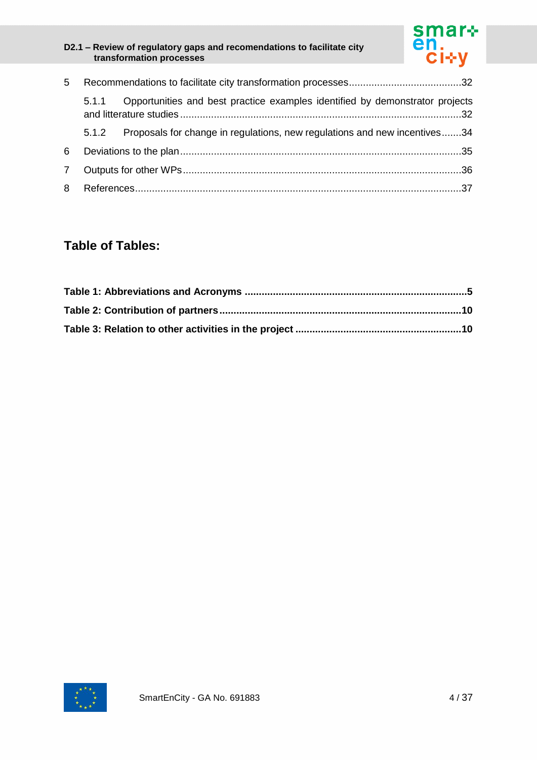5 Recommendations to facilitate city transformation processes........................................32

5.1.1 Opportunities and best practice examples identified by demonstrator projects and litterature studies....................................................................................................32

5.1.2 Proposals for change in regulations, new regulations and new incentives.......34

6 Deviations to the plan...................................................................................................35

7 Outputs for other WPs..................................................................................................36

8 References...................................................................................................................37

## Table of Tables:

**Table 1: Abbreviations and Acronyms ..............................................................................5**

**Table 2: Contribution of partners.....................................................................................10**

**Table 3: Relation to other activities in the project ..........................................................10**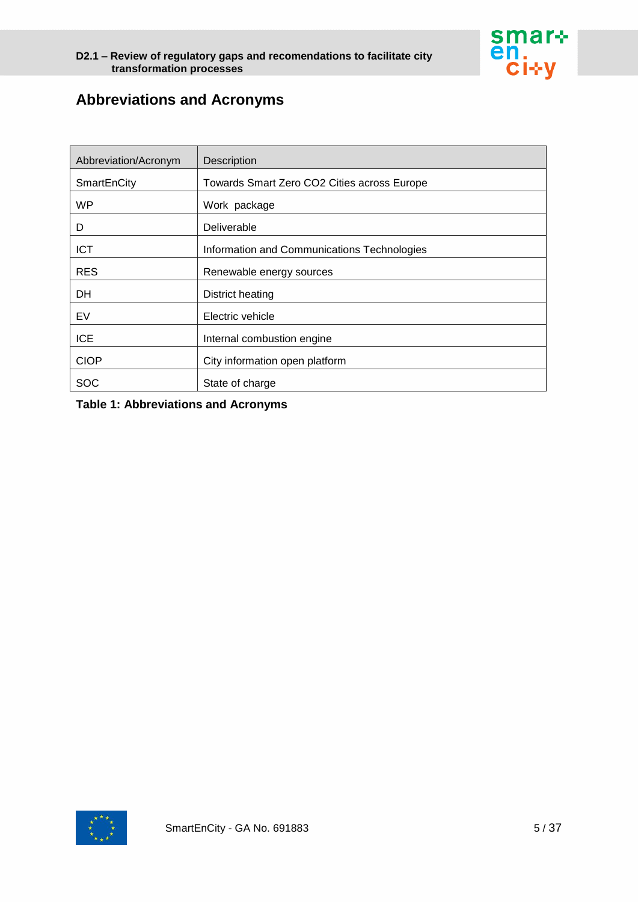## Abbreviations and Acronyms

| Abbreviation/Acronym | Description |
|---|---|
| SmartEnCity | Towards Smart Zero CO2 Cities across Europe |
| WP | Work package |
| D | Deliverable |
| ICT | Information and Communications Technologies |
| RES | Renewable energy sources |
| DH | District heating |
| EV | Electric vehicle |
| ICE | Internal combustion engine |
| CIOP | City information open platform |
| SOC | State of charge |

**Table 1: Abbreviations and Acronyms**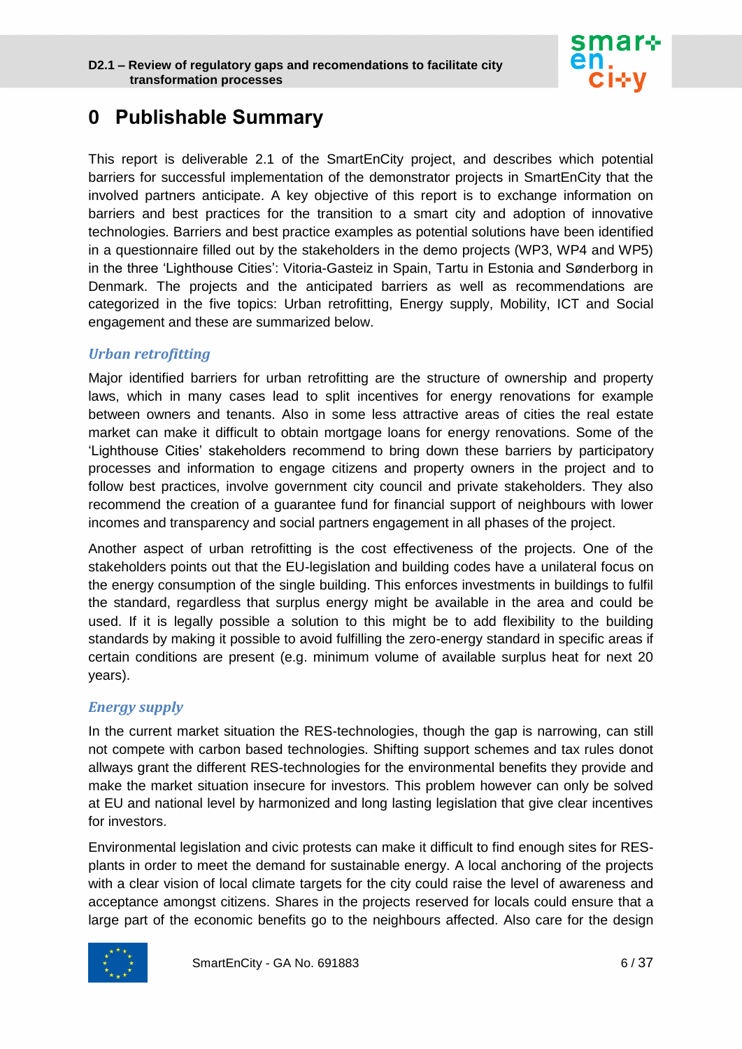# 0 Publishable Summary

This report is deliverable 2.1 of the SmartEnCity project, and describes which potential barriers for successful implementation of the demonstrator projects in SmartEnCity that the involved partners anticipate. A key objective of this report is to exchange information on barriers and best practices for the transition to a smart city and adoption of innovative technologies. Barriers and best practice examples as potential solutions have been identified in a questionnaire filled out by the stakeholders in the demo projects (WP3, WP4 and WP5) in the three 'Lighthouse Cities': Vitoria-Gasteiz in Spain, Tartu in Estonia and Sønderborg in Denmark. The projects and the anticipated barriers as well as recommendations are categorized in the five topics: Urban retrofitting, Energy supply, Mobility, ICT and Social engagement and these are summarized below.

### *Urban retrofitting*

Major identified barriers for urban retrofitting are the structure of ownership and property laws, which in many cases lead to split incentives for energy renovations for example between owners and tenants. Also in some less attractive areas of cities the real estate market can make it difficult to obtain mortgage loans for energy renovations. Some of the 'Lighthouse Cities' stakeholders recommend to bring down these barriers by participatory processes and information to engage citizens and property owners in the project and to follow best practices, involve government city council and private stakeholders. They also recommend the creation of a guarantee fund for financial support of neighbours with lower incomes and transparency and social partners engagement in all phases of the project.

Another aspect of urban retrofitting is the cost effectiveness of the projects. One of the stakeholders points out that the EU-legislation and building codes have a unilateral focus on the energy consumption of the single building. This enforces investments in buildings to fulfil the standard, regardless that surplus energy might be available in the area and could be used. If it is legally possible a solution to this might be to add flexibility to the building standards by making it possible to avoid fulfilling the zero-energy standard in specific areas if certain conditions are present (e.g. minimum volume of available surplus heat for next 20 years).

### *Energy supply*

In the current market situation the RES-technologies, though the gap is narrowing, can still not compete with carbon based technologies. Shifting support schemes and tax rules donot allways grant the different RES-technologies for the environmental benefits they provide and make the market situation insecure for investors. This problem however can only be solved at EU and national level by harmonized and long lasting legislation that give clear incentives for investors.

Environmental legislation and civic protests can make it difficult to find enough sites for RES-plants in order to meet the demand for sustainable energy. A local anchoring of the projects with a clear vision of local climate targets for the city could raise the level of awareness and acceptance amongst citizens. Shares in the projects reserved for locals could ensure that a large part of the economic benefits go to the neighbours affected. Also care for the design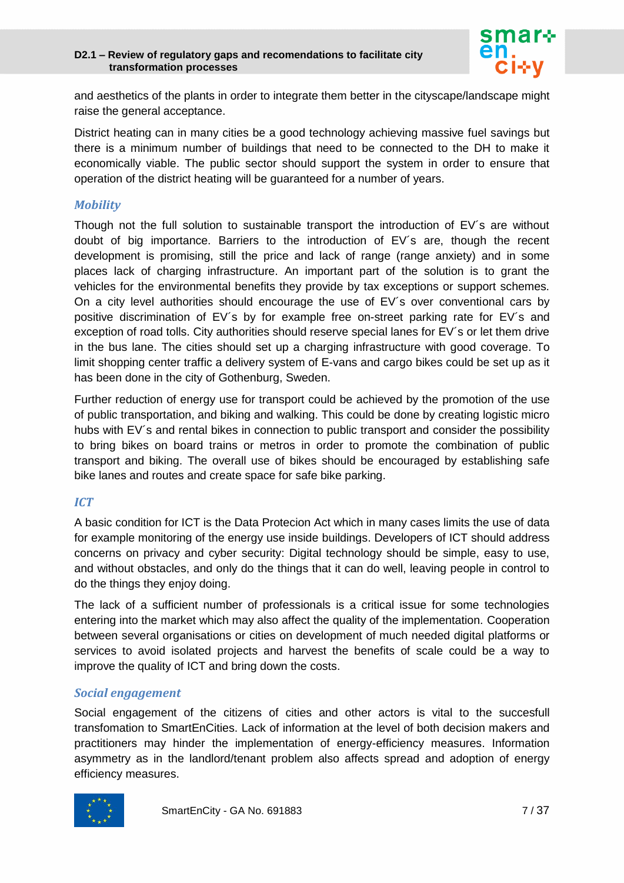and aesthetics of the plants in order to integrate them better in the cityscape/landscape might raise the general acceptance.

District heating can in many cities be a good technology achieving massive fuel savings but there is a minimum number of buildings that need to be connected to the DH to make it economically viable. The public sector should support the system in order to ensure that operation of the district heating will be guaranteed for a number of years.

### *Mobility*

Though not the full solution to sustainable transport the introduction of EV´s are without doubt of big importance. Barriers to the introduction of EV´s are, though the recent development is promising, still the price and lack of range (range anxiety) and in some places lack of charging infrastructure. An important part of the solution is to grant the vehicles for the environmental benefits they provide by tax exceptions or support schemes. On a city level authorities should encourage the use of EV´s over conventional cars by positive discrimination of EV´s by for example free on-street parking rate for EV´s and exception of road tolls. City authorities should reserve special lanes for EV´s or let them drive in the bus lane. The cities should set up a charging infrastructure with good coverage. To limit shopping center traffic a delivery system of E-vans and cargo bikes could be set up as it has been done in the city of Gothenburg, Sweden.

Further reduction of energy use for transport could be achieved by the promotion of the use of public transportation, and biking and walking. This could be done by creating logistic micro hubs with EV´s and rental bikes in connection to public transport and consider the possibility to bring bikes on board trains or metros in order to promote the combination of public transport and biking. The overall use of bikes should be encouraged by establishing safe bike lanes and routes and create space for safe bike parking.

### *ICT*

A basic condition for ICT is the Data Protecion Act which in many cases limits the use of data for example monitoring of the energy use inside buildings. Developers of ICT should address concerns on privacy and cyber security: Digital technology should be simple, easy to use, and without obstacles, and only do the things that it can do well, leaving people in control to do the things they enjoy doing.

The lack of a sufficient number of professionals is a critical issue for some technologies entering into the market which may also affect the quality of the implementation. Cooperation between several organisations or cities on development of much needed digital platforms or services to avoid isolated projects and harvest the benefits of scale could be a way to improve the quality of ICT and bring down the costs.

### *Social engagement*

Social engagement of the citizens of cities and other actors is vital to the succesfull transfomation to SmartEnCities. Lack of information at the level of both decision makers and practitioners may hinder the implementation of energy-efficiency measures. Information asymmetry as in the landlord/tenant problem also affects spread and adoption of energy efficiency measures.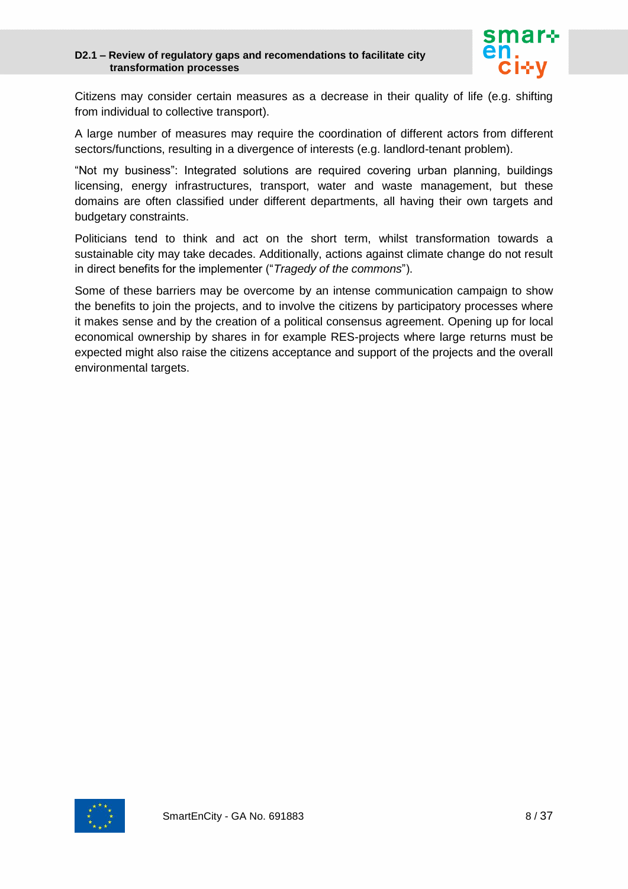Citizens may consider certain measures as a decrease in their quality of life (e.g. shifting from individual to collective transport).

A large number of measures may require the coordination of different actors from different sectors/functions, resulting in a divergence of interests (e.g. landlord-tenant problem).

“Not my business”: Integrated solutions are required covering urban planning, buildings licensing, energy infrastructures, transport, water and waste management, but these domains are often classified under different departments, all having their own targets and budgetary constraints.

Politicians tend to think and act on the short term, whilst transformation towards a sustainable city may take decades. Additionally, actions against climate change do not result in direct benefits for the implementer (“*Tragedy of the commons*”).

Some of these barriers may be overcome by an intense communication campaign to show the benefits to join the projects, and to involve the citizens by participatory processes where it makes sense and by the creation of a political consensus agreement. Opening up for local economical ownership by shares in for example RES-projects where large returns must be expected might also raise the citizens acceptance and support of the projects and the overall environmental targets.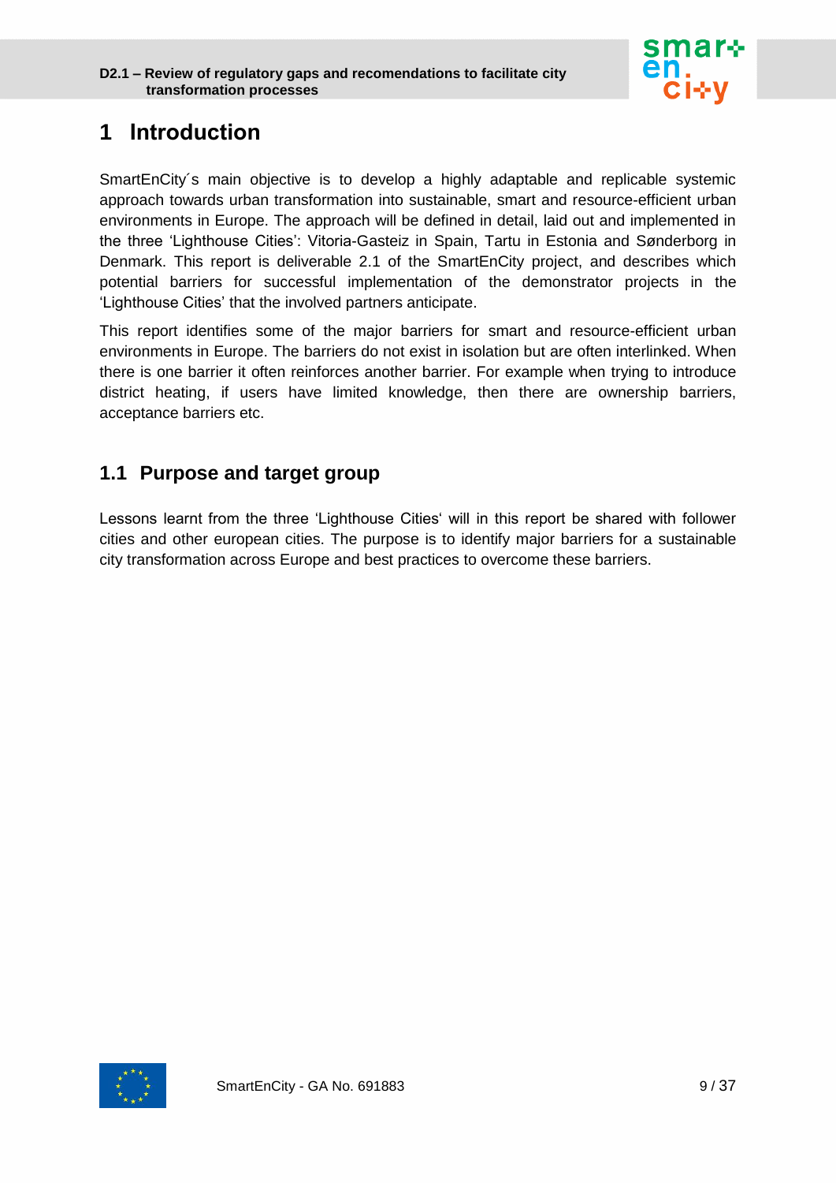# 1 Introduction

SmartEnCity´s main objective is to develop a highly adaptable and replicable systemic approach towards urban transformation into sustainable, smart and resource-efficient urban environments in Europe. The approach will be defined in detail, laid out and implemented in the three ‘Lighthouse Cities’: Vitoria-Gasteiz in Spain, Tartu in Estonia and Sønderborg in Denmark. This report is deliverable 2.1 of the SmartEnCity project, and describes which potential barriers for successful implementation of the demonstrator projects in the ‘Lighthouse Cities’ that the involved partners anticipate.

This report identifies some of the major barriers for smart and resource-efficient urban environments in Europe. The barriers do not exist in isolation but are often interlinked. When there is one barrier it often reinforces another barrier. For example when trying to introduce district heating, if users have limited knowledge, then there are ownership barriers, acceptance barriers etc.

## 1.1 Purpose and target group

Lessons learnt from the three ‘Lighthouse Cities‘ will in this report be shared with follower cities and other european cities. The purpose is to identify major barriers for a sustainable city transformation across Europe and best practices to overcome these barriers.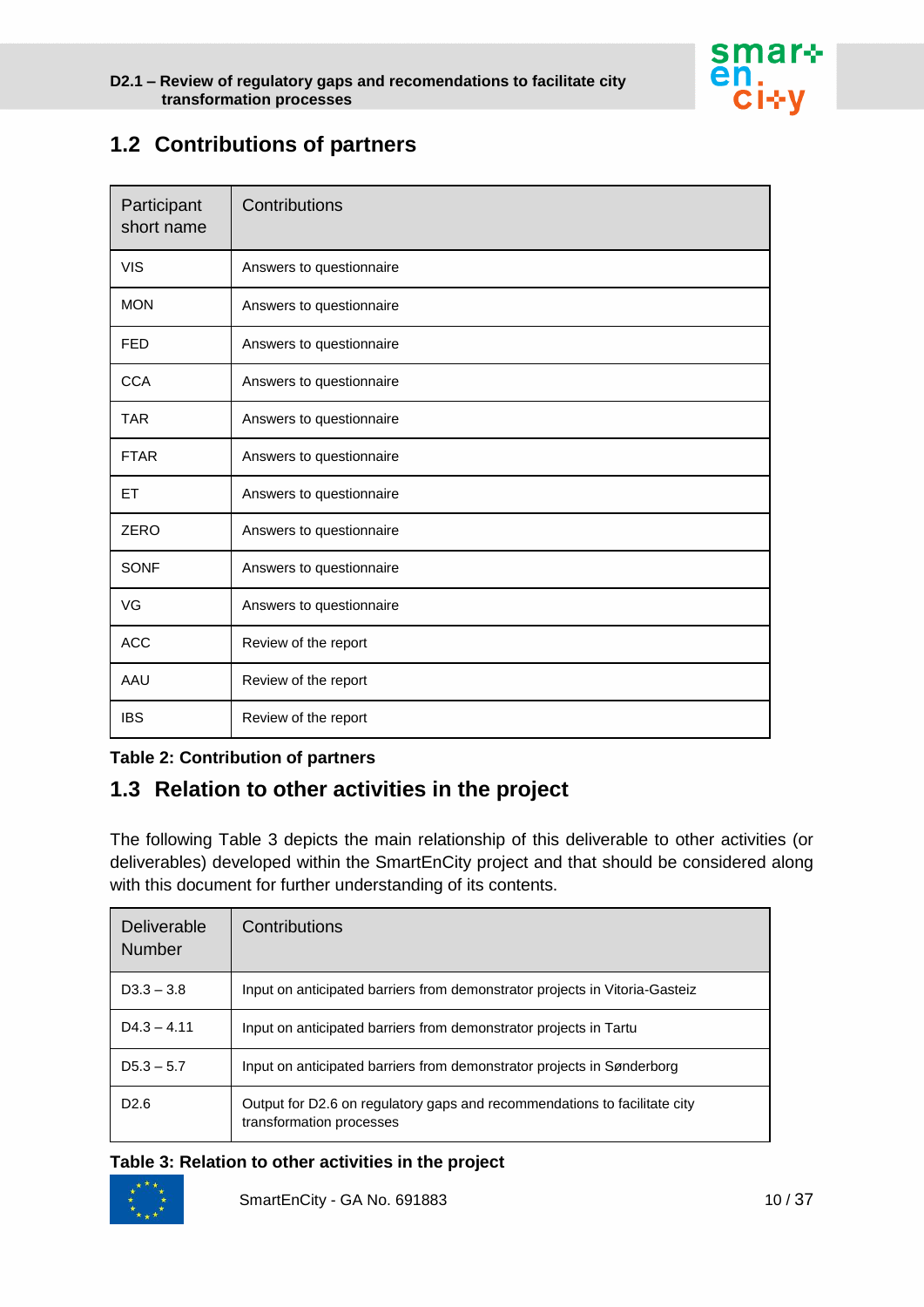## 1.2 Contributions of partners

| Participant short name | Contributions |
|---|---|
| VIS | Answers to questionnaire |
| MON | Answers to questionnaire |
| FED | Answers to questionnaire |
| CCA | Answers to questionnaire |
| TAR | Answers to questionnaire |
| FTAR | Answers to questionnaire |
| ET | Answers to questionnaire |
| ZERO | Answers to questionnaire |
| SONF | Answers to questionnaire |
| VG | Answers to questionnaire |
| ACC | Review of the report |
| AAU | Review of the report |
| IBS | Review of the report |

**Table 2: Contribution of partners**

## 1.3 Relation to other activities in the project

The following Table 3 depicts the main relationship of this deliverable to other activities (or deliverables) developed within the SmartEnCity project and that should be considered along with this document for further understanding of its contents.

| Deliverable Number | Contributions |
|---|---|
| D3.3 – 3.8 | Input on anticipated barriers from demonstrator projects in Vitoria-Gasteiz |
| D4.3 – 4.11 | Input on anticipated barriers from demonstrator projects in Tartu |
| D5.3 – 5.7 | Input on anticipated barriers from demonstrator projects in Sønderborg |
| D2.6 | Output for D2.6 on regulatory gaps and recommendations to facilitate city transformation processes |

**Table 3: Relation to other activities in the project**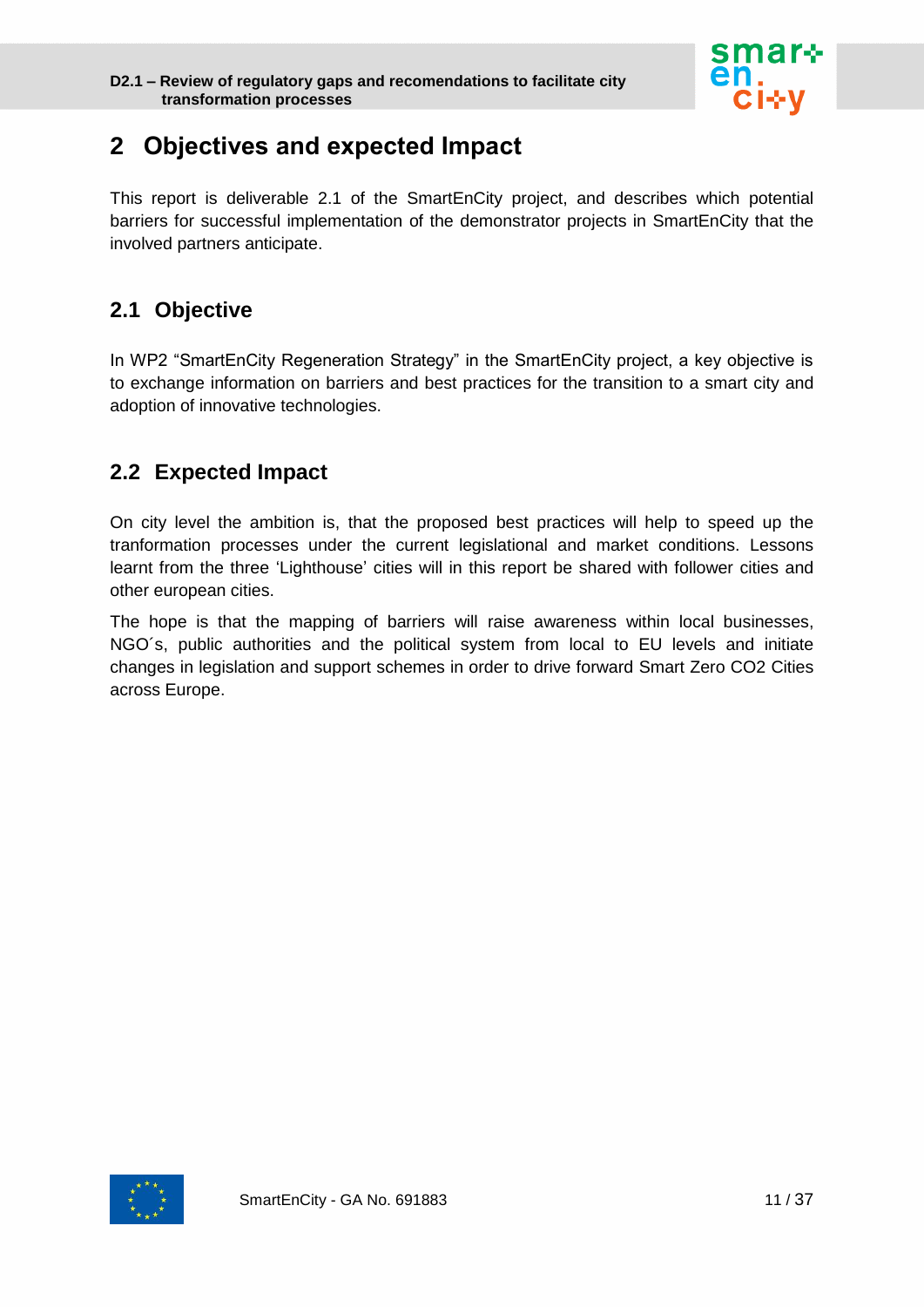# 2 Objectives and expected Impact

This report is deliverable 2.1 of the SmartEnCity project, and describes which potential barriers for successful implementation of the demonstrator projects in SmartEnCity that the involved partners anticipate.

## 2.1 Objective

In WP2 “SmartEnCity Regeneration Strategy” in the SmartEnCity project, a key objective is to exchange information on barriers and best practices for the transition to a smart city and adoption of innovative technologies.

## 2.2 Expected Impact

On city level the ambition is, that the proposed best practices will help to speed up the tranformation processes under the current legislational and market conditions. Lessons learnt from the three ‘Lighthouse’ cities will in this report be shared with follower cities and other european cities.

The hope is that the mapping of barriers will raise awareness within local businesses, NGO´s, public authorities and the political system from local to EU levels and initiate changes in legislation and support schemes in order to drive forward Smart Zero CO2 Cities across Europe.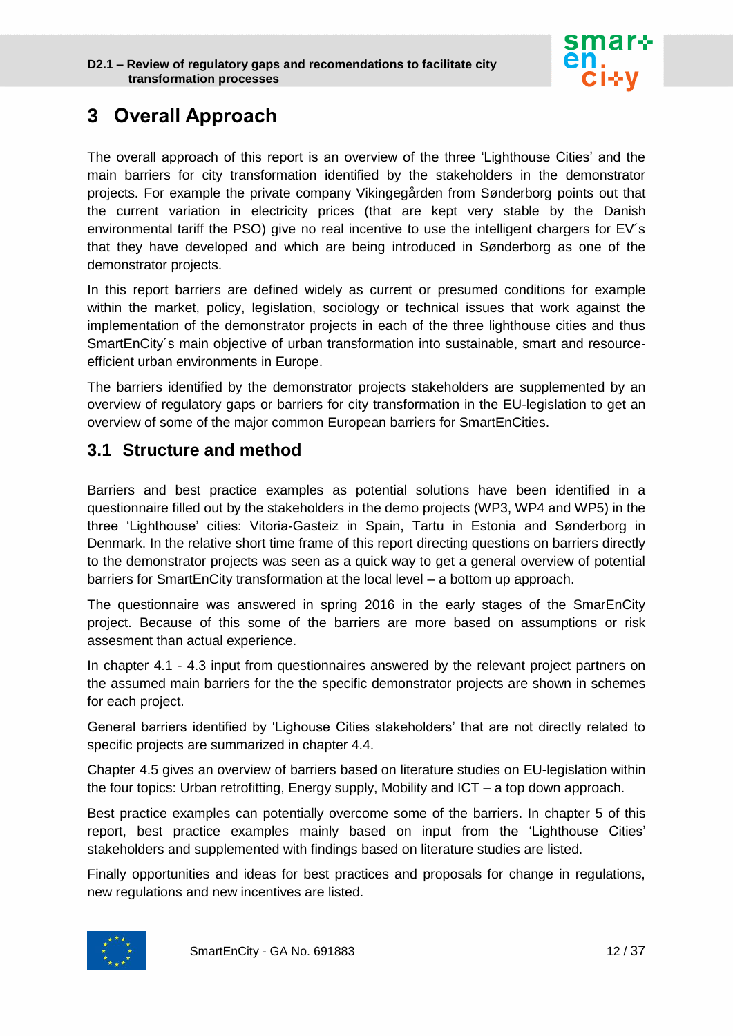# 3 Overall Approach

The overall approach of this report is an overview of the three 'Lighthouse Cities' and the main barriers for city transformation identified by the stakeholders in the demonstrator projects. For example the private company Vikingegården from Sønderborg points out that the current variation in electricity prices (that are kept very stable by the Danish environmental tariff the PSO) give no real incentive to use the intelligent chargers for EV´s that they have developed and which are being introduced in Sønderborg as one of the demonstrator projects.

In this report barriers are defined widely as current or presumed conditions for example within the market, policy, legislation, sociology or technical issues that work against the implementation of the demonstrator projects in each of the three lighthouse cities and thus SmartEnCity´s main objective of urban transformation into sustainable, smart and resource-efficient urban environments in Europe.

The barriers identified by the demonstrator projects stakeholders are supplemented by an overview of regulatory gaps or barriers for city transformation in the EU-legislation to get an overview of some of the major common European barriers for SmartEnCities.

## 3.1 Structure and method

Barriers and best practice examples as potential solutions have been identified in a questionnaire filled out by the stakeholders in the demo projects (WP3, WP4 and WP5) in the three 'Lighthouse' cities: Vitoria-Gasteiz in Spain, Tartu in Estonia and Sønderborg in Denmark. In the relative short time frame of this report directing questions on barriers directly to the demonstrator projects was seen as a quick way to get a general overview of potential barriers for SmartEnCity transformation at the local level – a bottom up approach.

The questionnaire was answered in spring 2016 in the early stages of the SmarEnCity project. Because of this some of the barriers are more based on assumptions or risk assesment than actual experience.

In chapter 4.1 - 4.3 input from questionnaires answered by the relevant project partners on the assumed main barriers for the the specific demonstrator projects are shown in schemes for each project.

General barriers identified by 'Lighouse Cities stakeholders' that are not directly related to specific projects are summarized in chapter 4.4.

Chapter 4.5 gives an overview of barriers based on literature studies on EU-legislation within the four topics: Urban retrofitting, Energy supply, Mobility and ICT – a top down approach.

Best practice examples can potentially overcome some of the barriers. In chapter 5 of this report, best practice examples mainly based on input from the 'Lighthouse Cities' stakeholders and supplemented with findings based on literature studies are listed.

Finally opportunities and ideas for best practices and proposals for change in regulations, new regulations and new incentives are listed.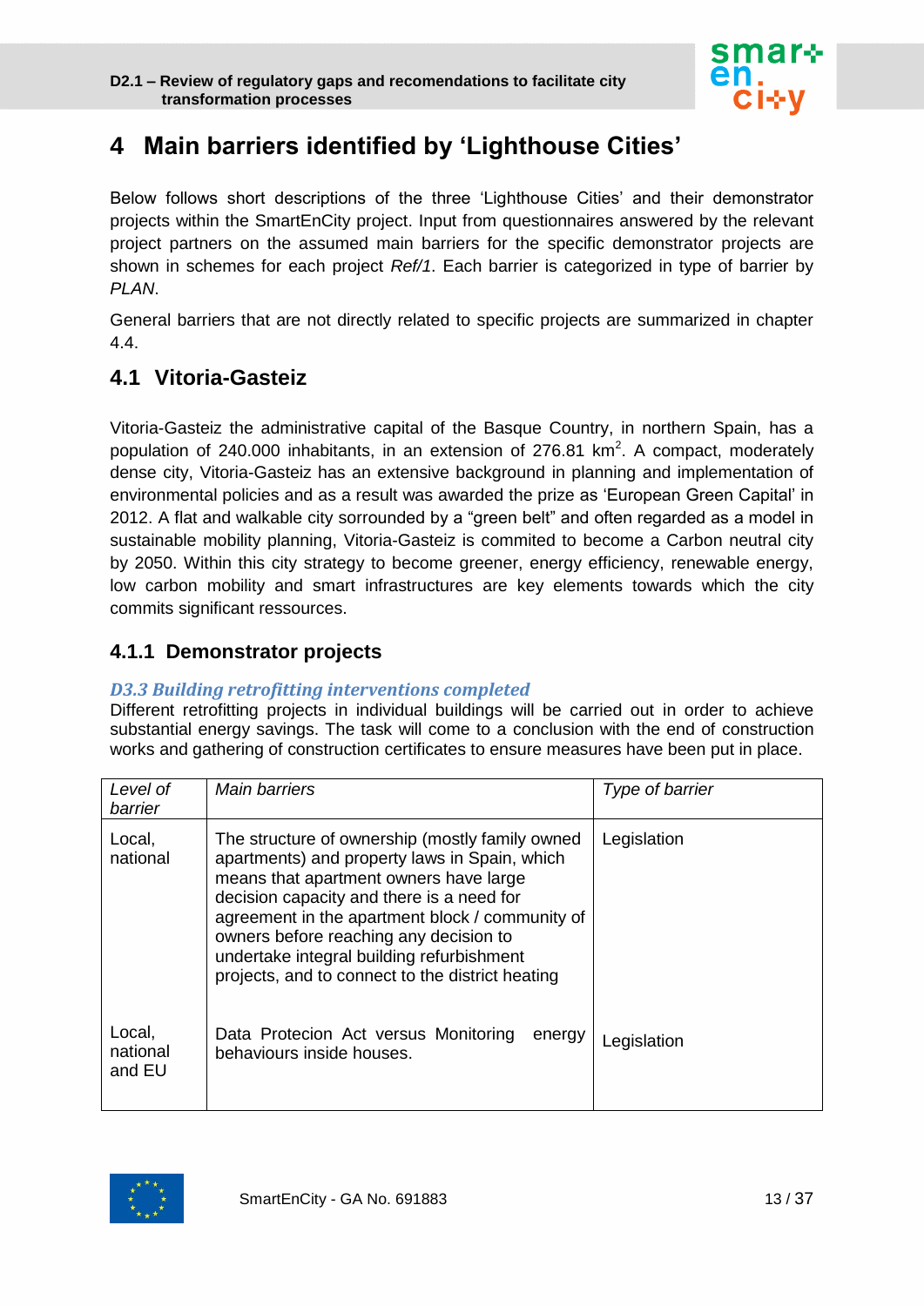# 4 Main barriers identified by 'Lighthouse Cities'

Below follows short descriptions of the three 'Lighthouse Cities' and their demonstrator projects within the SmartEnCity project. Input from questionnaires answered by the relevant project partners on the assumed main barriers for the specific demonstrator projects are shown in schemes for each project *Ref/1*. Each barrier is categorized in type of barrier by *PLAN*.

General barriers that are not directly related to specific projects are summarized in chapter 4.4.

## 4.1 Vitoria-Gasteiz

Vitoria-Gasteiz the administrative capital of the Basque Country, in northern Spain, has a population of 240.000 inhabitants, in an extension of 276.81 km$^2$. A compact, moderately dense city, Vitoria-Gasteiz has an extensive background in planning and implementation of environmental policies and as a result was awarded the prize as 'European Green Capital' in 2012. A flat and walkable city sorrounded by a "green belt" and often regarded as a model in sustainable mobility planning, Vitoria-Gasteiz is commited to become a Carbon neutral city by 2050. Within this city strategy to become greener, energy efficiency, renewable energy, low carbon mobility and smart infrastructures are key elements towards which the city commits significant ressources.

### 4.1.1 Demonstrator projects

***D3.3 Building retrofitting interventions completed***

Different retrofitting projects in individual buildings will be carried out in order to achieve substantial energy savings. The task will come to a conclusion with the end of construction works and gathering of construction certificates to ensure measures have been put in place.

| *Level of barrier* | *Main barriers* | *Type of barrier* |
|---|---|---|
| Local, national | The structure of ownership (mostly family owned apartments) and property laws in Spain, which means that apartment owners have large decision capacity and there is a need for agreement in the apartment block / community of owners before reaching any decision to undertake integral building refurbishment projects, and to connect to the district heating | Legislation |
| Local, national and EU | Data Protecion Act versus Monitoring energy behaviours inside houses. | Legislation |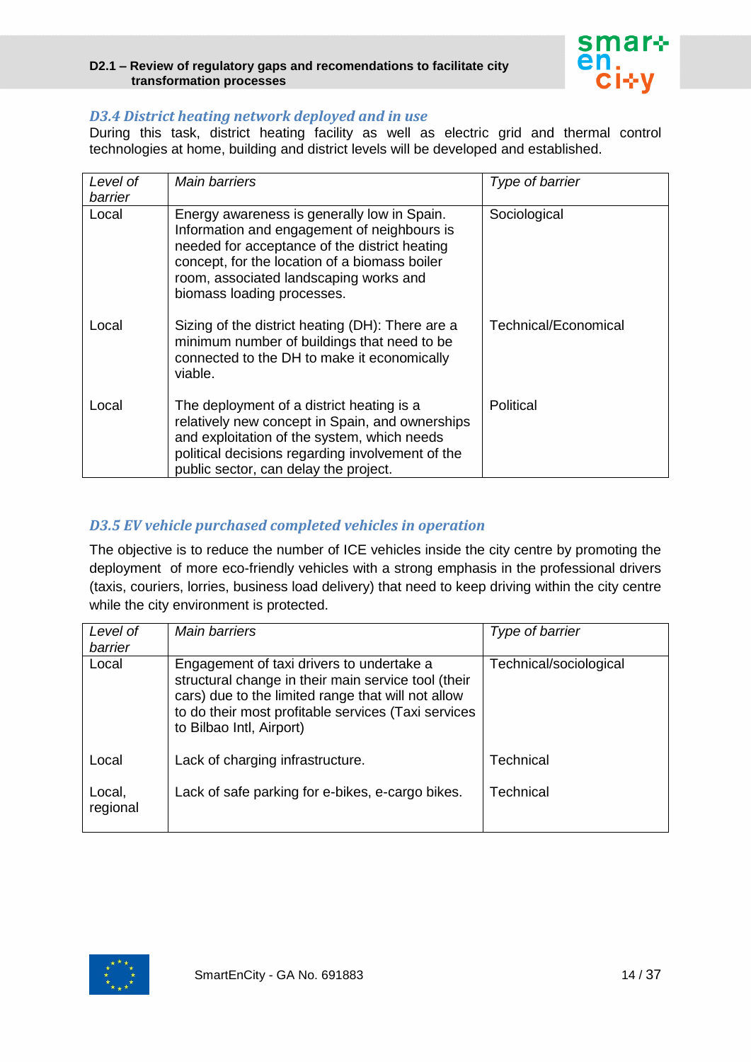### D3.4 District heating network deployed and in use

During this task, district heating facility as well as electric grid and thermal control technologies at home, building and district levels will be developed and established.

| *Level of barrier* | *Main barriers* | *Type of barrier* |
|---|---|---|
| Local | Energy awareness is generally low in Spain. Information and engagement of neighbours is needed for acceptance of the district heating concept, for the location of a biomass boiler room, associated landscaping works and biomass loading processes. | Sociological |
| Local | Sizing of the district heating (DH): There are a minimum number of buildings that need to be connected to the DH to make it economically viable. | Technical/Economical |
| Local | The deployment of a district heating is a relatively new concept in Spain, and ownerships and exploitation of the system, which needs political decisions regarding involvement of the public sector, can delay the project. | Political |

### D3.5 EV vehicle purchased completed vehicles in operation

The objective is to reduce the number of ICE vehicles inside the city centre by promoting the deployment of more eco-friendly vehicles with a strong emphasis in the professional drivers (taxis, couriers, lorries, business load delivery) that need to keep driving within the city centre while the city environment is protected.

| *Level of barrier* | *Main barriers* | *Type of barrier* |
|---|---|---|
| Local | Engagement of taxi drivers to undertake a structural change in their main service tool (their cars) due to the limited range that will not allow to do their most profitable services (Taxi services to Bilbao Intl, Airport) | Technical/sociological |
| Local | Lack of charging infrastructure. | Technical |
| Local, regional | Lack of safe parking for e-bikes, e-cargo bikes. | Technical |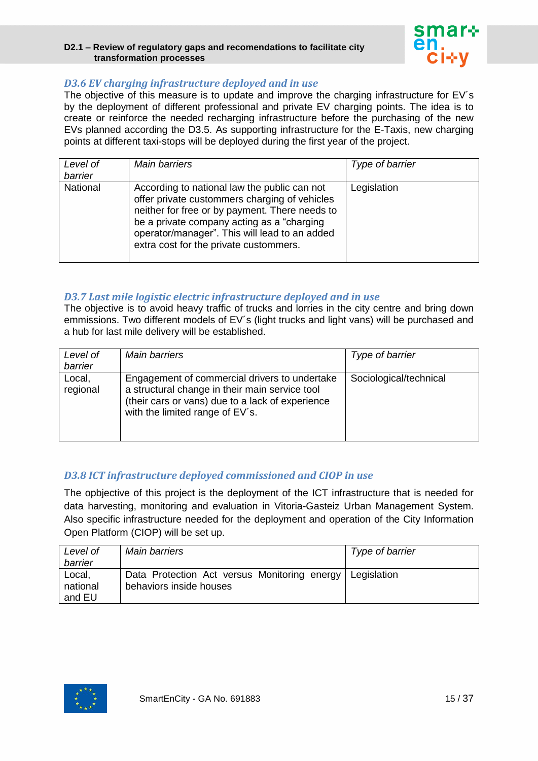### *D3.6 EV charging infrastructure deployed and in use*

The objective of this measure is to update and improve the charging infrastructure for EV´s by the deployment of different professional and private EV charging points. The idea is to create or reinforce the needed recharging infrastructure before the purchasing of the new EVs planned according the D3.5. As supporting infrastructure for the E-Taxis, new charging points at different taxi-stops will be deployed during the first year of the project.

| *Level of barrier* | *Main barriers* | *Type of barrier* |
|---|---|---|
| National | According to national law the public can not offer private custommers charging of vehicles neither for free or by payment. There needs to be a private company acting as a “charging operator/manager”. This will lead to an added extra cost for the private custommers. | Legislation |

### *D3.7 Last mile logistic electric infrastructure deployed and in use*

The objective is to avoid heavy traffic of trucks and lorries in the city centre and bring down emmissions. Two different models of EV´s (light trucks and light vans) will be purchased and a hub for last mile delivery will be established.

| *Level of barrier* | *Main barriers* | *Type of barrier* |
|---|---|---|
| Local, regional | Engagement of commercial drivers to undertake a structural change in their main service tool (their cars or vans) due to a lack of experience with the limited range of EV´s. | Sociological/technical |

### *D3.8 ICT infrastructure deployed commissioned and CIOP in use*

The opbjective of this project is the deployment of the ICT infrastructure that is needed for data harvesting, monitoring and evaluation in Vitoria-Gasteiz Urban Management System. Also specific infrastructure needed for the deployment and operation of the City Information Open Platform (CIOP) will be set up.

| *Level of barrier* | *Main barriers* | *Type of barrier* |
|---|---|---|
| Local, national and EU | Data Protection Act versus Monitoring energy behaviors inside houses | Legislation |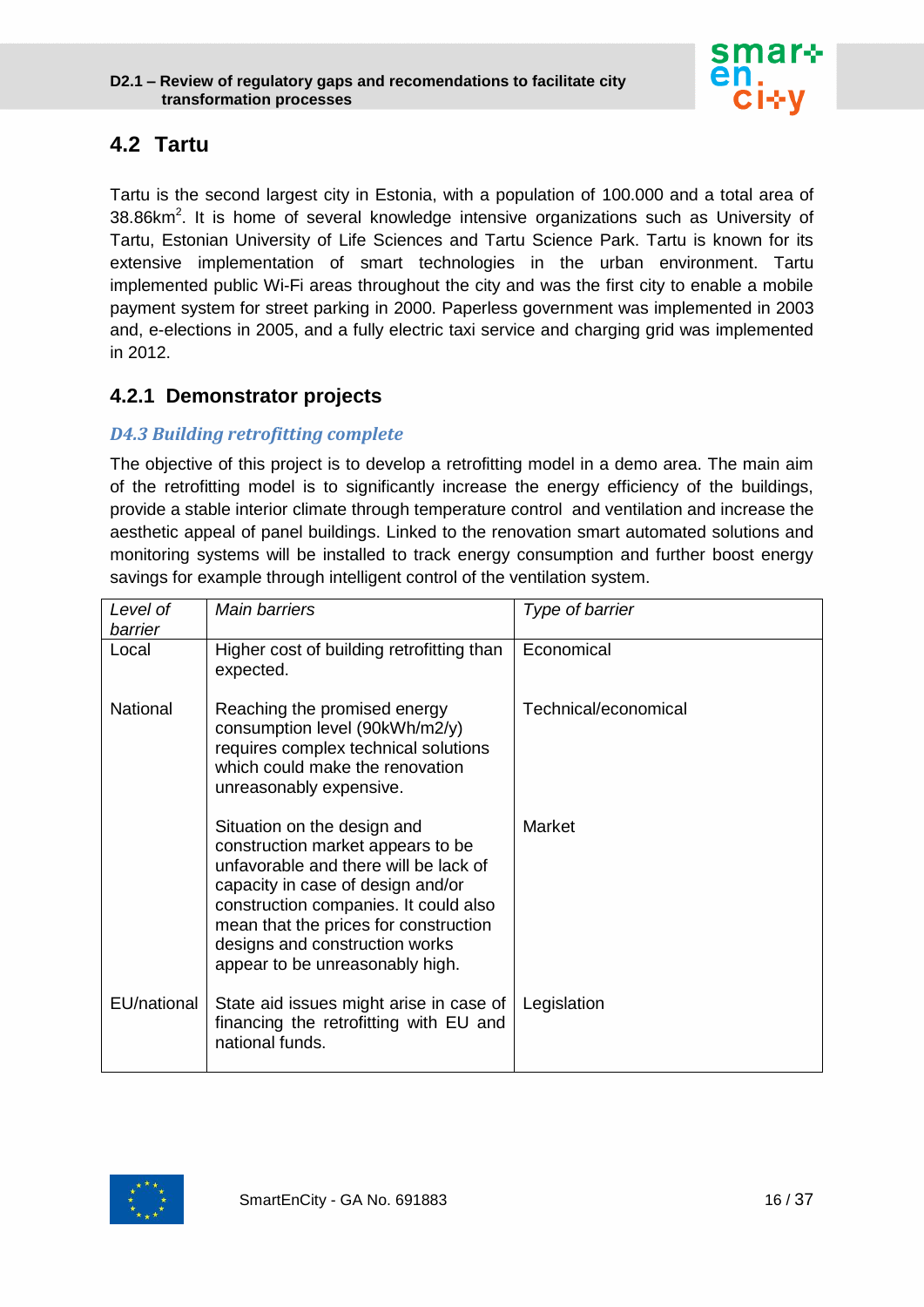## 4.2 Tartu

Tartu is the second largest city in Estonia, with a population of 100.000 and a total area of 38.86km$^2$. It is home of several knowledge intensive organizations such as University of Tartu, Estonian University of Life Sciences and Tartu Science Park. Tartu is known for its extensive implementation of smart technologies in the urban environment. Tartu implemented public Wi-Fi areas throughout the city and was the first city to enable a mobile payment system for street parking in 2000. Paperless government was implemented in 2003 and, e-elections in 2005, and a fully electric taxi service and charging grid was implemented in 2012.

### 4.2.1 Demonstrator projects

#### *D4.3 Building retrofitting complete*

The objective of this project is to develop a retrofitting model in a demo area. The main aim of the retrofitting model is to significantly increase the energy efficiency of the buildings, provide a stable interior climate through temperature control and ventilation and increase the aesthetic appeal of panel buildings. Linked to the renovation smart automated solutions and monitoring systems will be installed to track energy consumption and further boost energy savings for example through intelligent control of the ventilation system.

| *Level of barrier* | *Main barriers* | *Type of barrier* |
|---|---|---|
| Local | Higher cost of building retrofitting than expected. | Economical |
| National | Reaching the promised energy consumption level (90kWh/m2/y) requires complex technical solutions which could make the renovation unreasonably expensive. | Technical/economical |
| | Situation on the design and construction market appears to be unfavorable and there will be lack of capacity in case of design and/or construction companies. It could also mean that the prices for construction designs and construction works appear to be unreasonably high. | Market |
| EU/national | State aid issues might arise in case of financing the retrofitting with EU and national funds. | Legislation |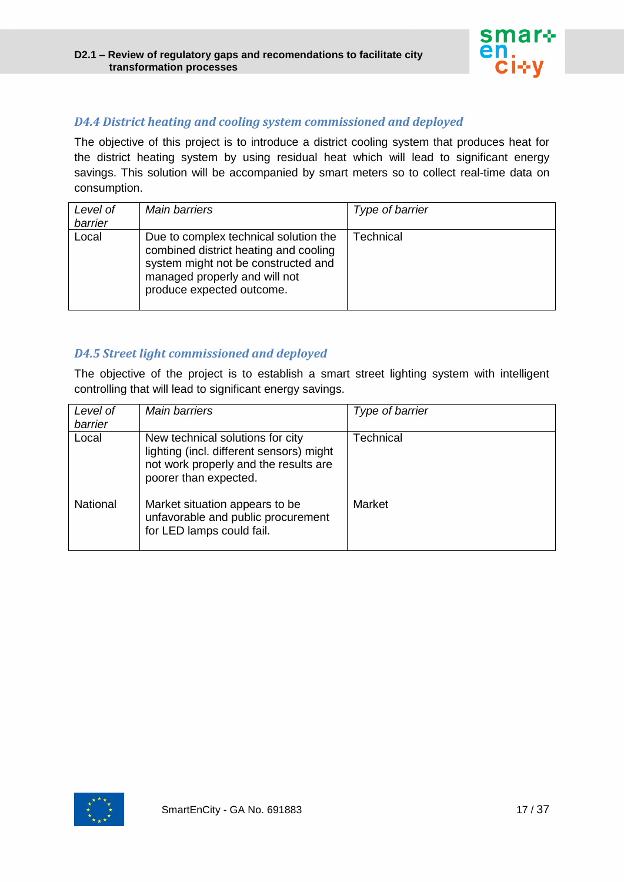### *D4.4 District heating and cooling system commissioned and deployed*

The objective of this project is to introduce a district cooling system that produces heat for the district heating system by using residual heat which will lead to significant energy savings. This solution will be accompanied by smart meters so to collect real-time data on consumption.

| *Level of barrier* | *Main barriers* | *Type of barrier* |
|---|---|---|
| Local | Due to complex technical solution the combined district heating and cooling system might not be constructed and managed properly and will not produce expected outcome. | Technical |

### *D4.5 Street light commissioned and deployed*

The objective of the project is to establish a smart street lighting system with intelligent controlling that will lead to significant energy savings.

| *Level of barrier* | *Main barriers* | *Type of barrier* |
|---|---|---|
| Local | New technical solutions for city lighting (incl. different sensors) might not work properly and the results are poorer than expected. | Technical |
| National | Market situation appears to be unfavorable and public procurement for LED lamps could fail. | Market |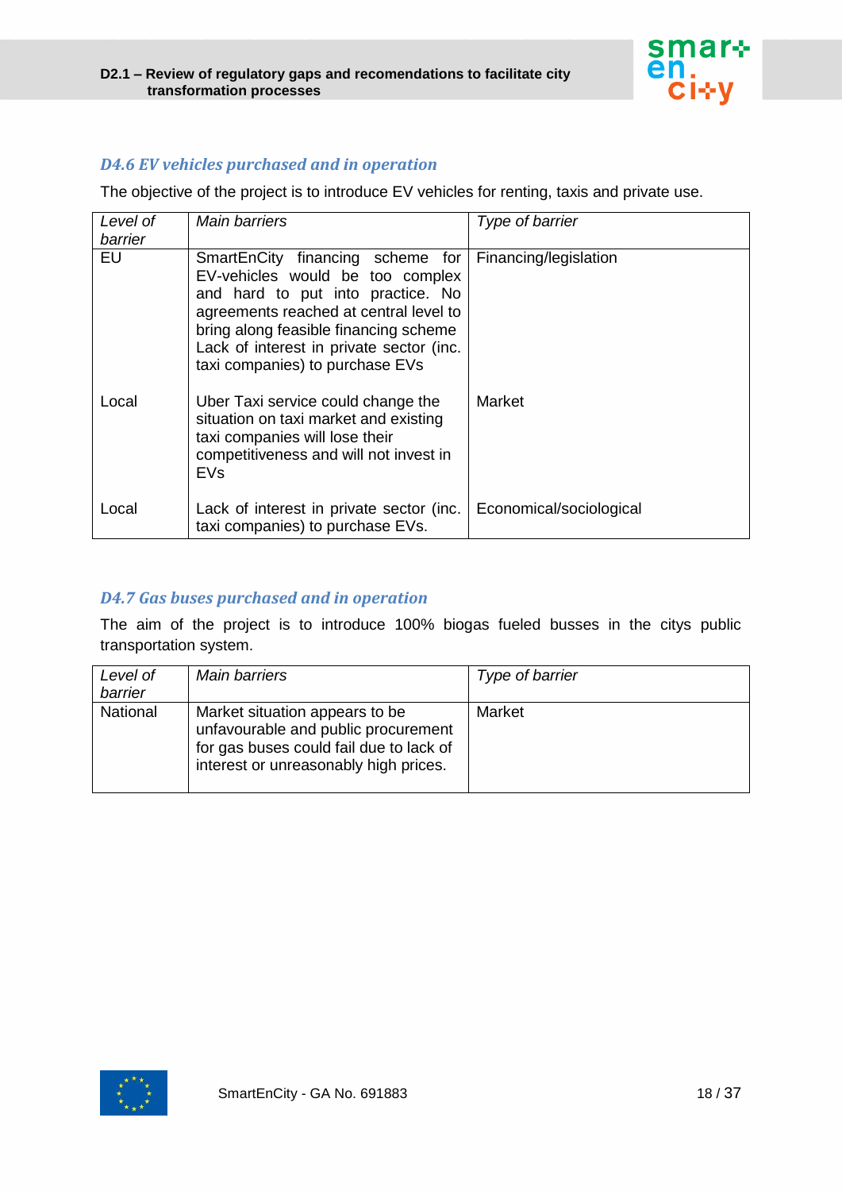### *D4.6 EV vehicles purchased and in operation*

The objective of the project is to introduce EV vehicles for renting, taxis and private use.

| *Level of barrier* | *Main barriers* | *Type of barrier* |
|---|---|---|
| EU | SmartEnCity financing scheme for EV-vehicles would be too complex and hard to put into practice. No agreements reached at central level to bring along feasible financing scheme Lack of interest in private sector (inc. taxi companies) to purchase EVs | Financing/legislation |
| Local | Uber Taxi service could change the situation on taxi market and existing taxi companies will lose their competitiveness and will not invest in EVs | Market |
| Local | Lack of interest in private sector (inc. taxi companies) to purchase EVs. | Economical/sociological |

### *D4.7 Gas buses purchased and in operation*

The aim of the project is to introduce 100% biogas fueled busses in the citys public transportation system.

| *Level of barrier* | *Main barriers* | *Type of barrier* |
|---|---|---|
| National | Market situation appears to be unfavourable and public procurement for gas buses could fail due to lack of interest or unreasonably high prices. | Market |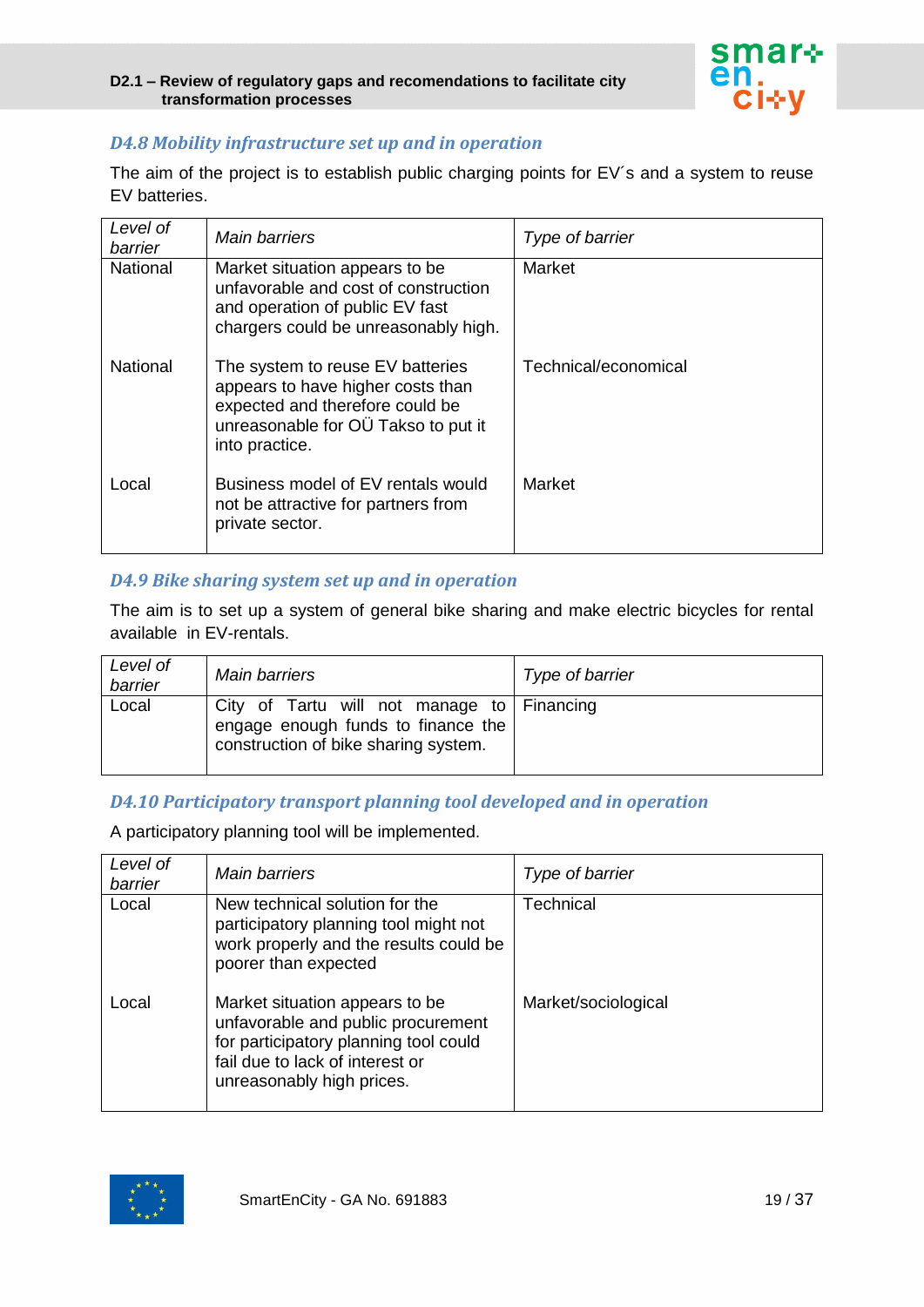### *D4.8 Mobility infrastructure set up and in operation*

The aim of the project is to establish public charging points for EV´s and a system to reuse EV batteries.

| *Level of barrier* | *Main barriers* | *Type of barrier* |
|---|---|---|
| National | Market situation appears to be unfavorable and cost of construction and operation of public EV fast chargers could be unreasonably high. | Market |
| National | The system to reuse EV batteries appears to have higher costs than expected and therefore could be unreasonable for OÜ Takso to put it into practice. | Technical/economical |
| Local | Business model of EV rentals would not be attractive for partners from private sector. | Market |

### *D4.9 Bike sharing system set up and in operation*

The aim is to set up a system of general bike sharing and make electric bicycles for rental available in EV-rentals.

| *Level of barrier* | *Main barriers* | *Type of barrier* |
|---|---|---|
| Local | City of Tartu will not manage to engage enough funds to finance the construction of bike sharing system. | Financing |

### *D4.10 Participatory transport planning tool developed and in operation*

A participatory planning tool will be implemented.

| *Level of barrier* | *Main barriers* | *Type of barrier* |
|---|---|---|
| Local | New technical solution for the participatory planning tool might not work properly and the results could be poorer than expected | Technical |
| Local | Market situation appears to be unfavorable and public procurement for participatory planning tool could fail due to lack of interest or unreasonably high prices. | Market/sociological |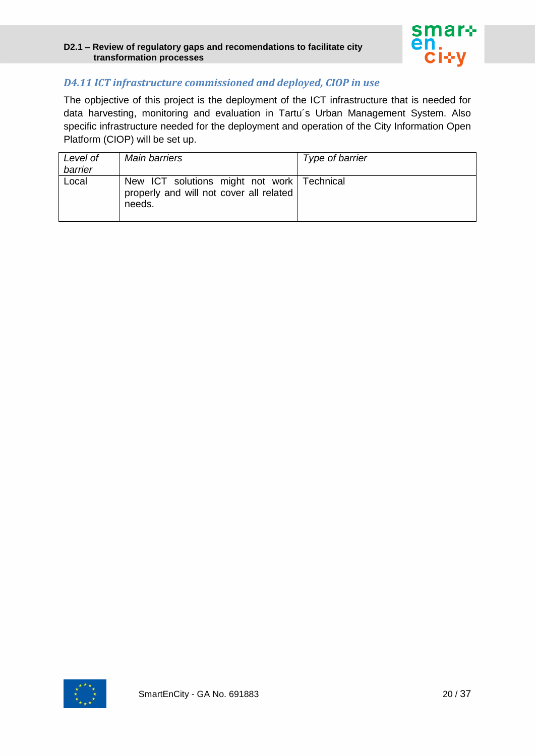### *D4.11 ICT infrastructure commissioned and deployed, CIOP in use*

The opbjective of this project is the deployment of the ICT infrastructure that is needed for data harvesting, monitoring and evaluation in Tartu´s Urban Management System. Also specific infrastructure needed for the deployment and operation of the City Information Open Platform (CIOP) will be set up.

| *Level of barrier* | *Main barriers* | *Type of barrier* |
|---|---|---|
| Local | New ICT solutions might not work properly and will not cover all related needs. | Technical |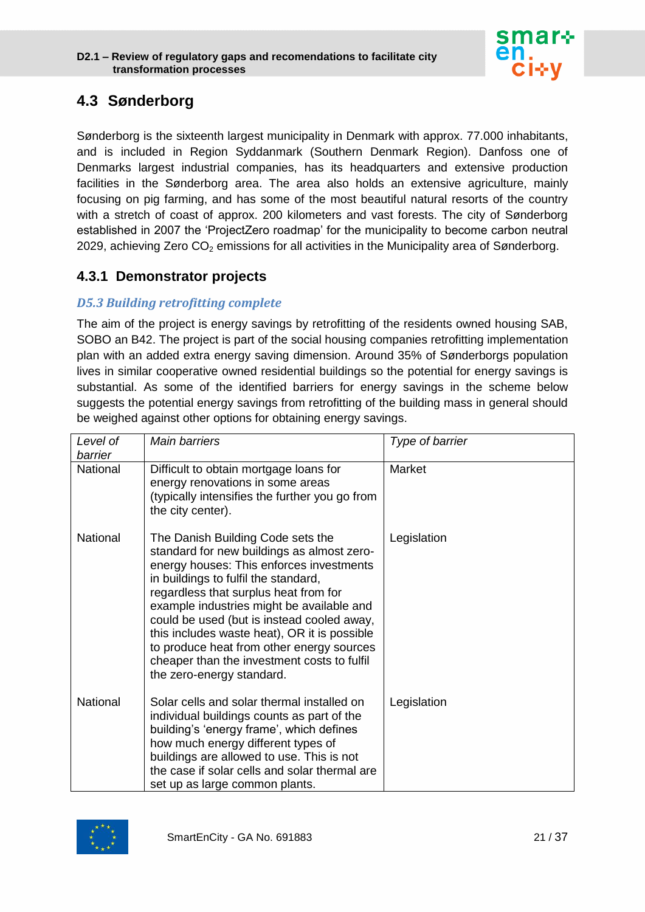## 4.3 Sønderborg

Sønderborg is the sixteenth largest municipality in Denmark with approx. 77.000 inhabitants, and is included in Region Syddanmark (Southern Denmark Region). Danfoss one of Denmarks largest industrial companies, has its headquarters and extensive production facilities in the Sønderborg area. The area also holds an extensive agriculture, mainly focusing on pig farming, and has some of the most beautiful natural resorts of the country with a stretch of coast of approx. 200 kilometers and vast forests. The city of Sønderborg established in 2007 the 'ProjectZero roadmap' for the municipality to become carbon neutral 2029, achieving Zero $CO_2$ emissions for all activities in the Municipality area of Sønderborg.

### 4.3.1 Demonstrator projects

#### *D5.3 Building retrofitting complete*

The aim of the project is energy savings by retrofitting of the residents owned housing SAB, SOBO an B42. The project is part of the social housing companies retrofitting implementation plan with an added extra energy saving dimension. Around 35% of Sønderborgs population lives in similar cooperative owned residential buildings so the potential for energy savings is substantial. As some of the identified barriers for energy savings in the scheme below suggests the potential energy savings from retrofitting of the building mass in general should be weighed against other options for obtaining energy savings.

| *Level of barrier* | *Main barriers* | *Type of barrier* |
|---|---|---|
| National | Difficult to obtain mortgage loans for energy renovations in some areas (typically intensifies the further you go from the city center). | Market |
| National | The Danish Building Code sets the standard for new buildings as almost zero-energy houses: This enforces investments in buildings to fulfil the standard, regardless that surplus heat from for example industries might be available and could be used (but is instead cooled away, this includes waste heat), OR it is possible to produce heat from other energy sources cheaper than the investment costs to fulfil the zero-energy standard. | Legislation |
| National | Solar cells and solar thermal installed on individual buildings counts as part of the building's 'energy frame', which defines how much energy different types of buildings are allowed to use. This is not the case if solar cells and solar thermal are set up as large common plants. | Legislation |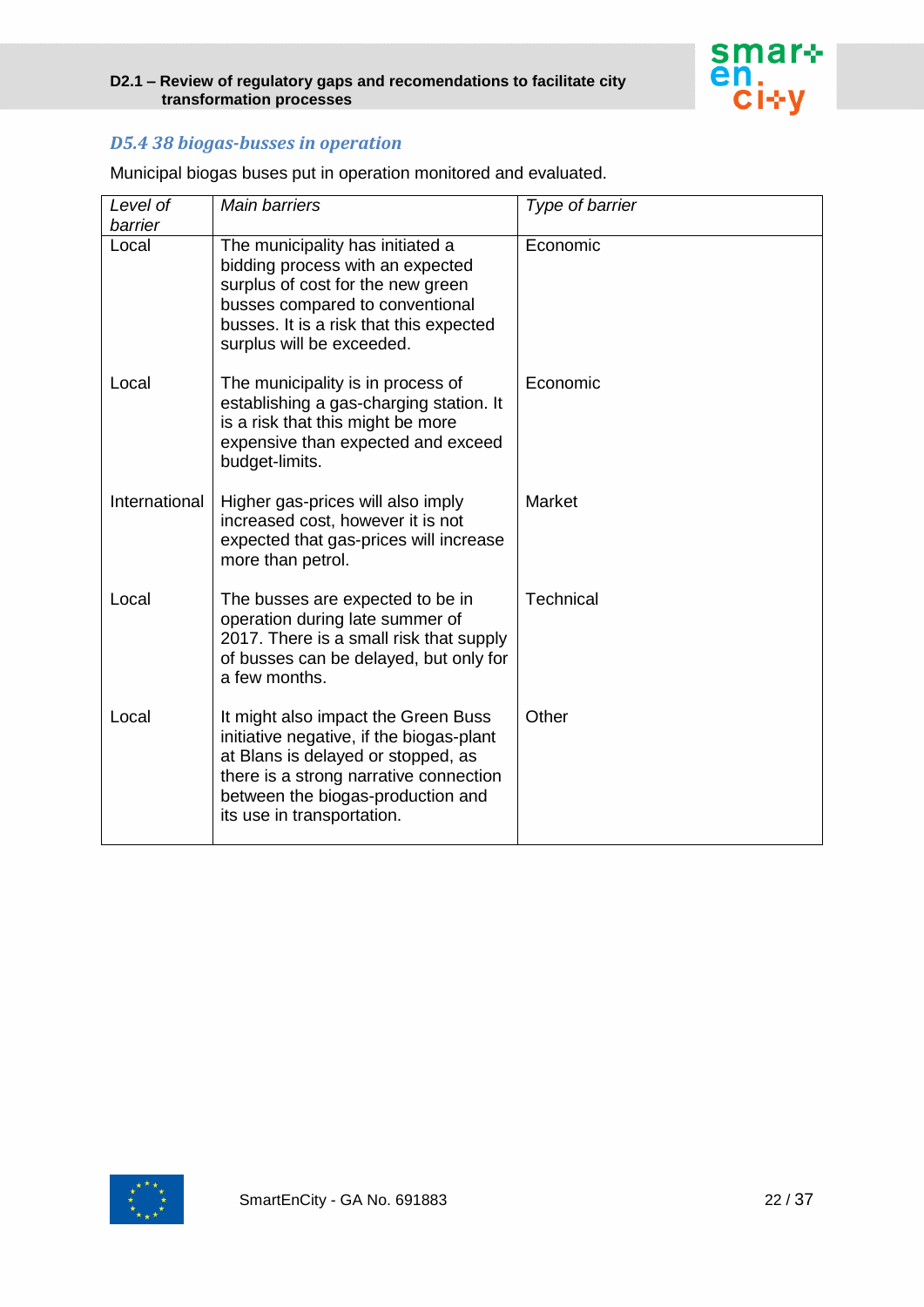### D5.4 38 biogas-busses in operation

Municipal biogas buses put in operation monitored and evaluated.

| *Level of barrier* | *Main barriers* | *Type of barrier* |
|---|---|---|
| Local | The municipality has initiated a bidding process with an expected surplus of cost for the new green busses compared to conventional busses. It is a risk that this expected surplus will be exceeded. | Economic |
| Local | The municipality is in process of establishing a gas-charging station. It is a risk that this might be more expensive than expected and exceed budget-limits. | Economic |
| International | Higher gas-prices will also imply increased cost, however it is not expected that gas-prices will increase more than petrol. | Market |
| Local | The busses are expected to be in operation during late summer of 2017. There is a small risk that supply of busses can be delayed, but only for a few months. | Technical |
| Local | It might also impact the Green Buss initiative negative, if the biogas-plant at Blans is delayed or stopped, as there is a strong narrative connection between the biogas-production and its use in transportation. | Other |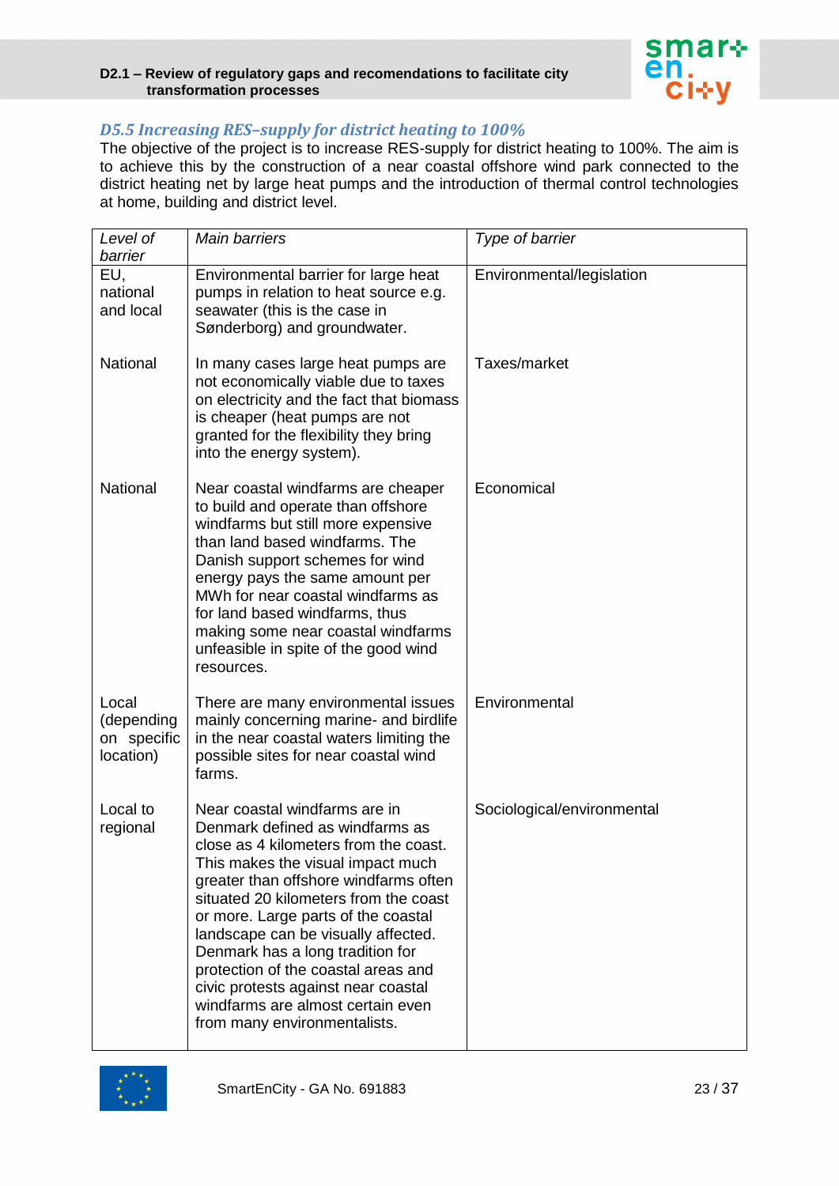### *D5.5 Increasing RES–supply for district heating to 100%*

The objective of the project is to increase RES-supply for district heating to 100%. The aim is to achieve this by the construction of a near coastal offshore wind park connected to the district heating net by large heat pumps and the introduction of thermal control technologies at home, building and district level.

| *Level of barrier* | *Main barriers* | *Type of barrier* |
|---|---|---|
| EU, national and local | Environmental barrier for large heat pumps in relation to heat source e.g. seawater (this is the case in Sønderborg) and groundwater. | Environmental/legislation |
| National | In many cases large heat pumps are not economically viable due to taxes on electricity and the fact that biomass is cheaper (heat pumps are not granted for the flexibility they bring into the energy system). | Taxes/market |
| National | Near coastal windfarms are cheaper to build and operate than offshore windfarms but still more expensive than land based windfarms. The Danish support schemes for wind energy pays the same amount per MWh for near coastal windfarms as for land based windfarms, thus making some near coastal windfarms unfeasible in spite of the good wind resources. | Economical |
| Local (depending on specific location) | There are many environmental issues mainly concerning marine- and birdlife in the near coastal waters limiting the possible sites for near coastal wind farms. | Environmental |
| Local to regional | Near coastal windfarms are in Denmark defined as windfarms as close as 4 kilometers from the coast. This makes the visual impact much greater than offshore windfarms often situated 20 kilometers from the coast or more. Large parts of the coastal landscape can be visually affected. Denmark has a long tradition for protection of the coastal areas and civic protests against near coastal windfarms are almost certain even from many environmentalists. | Sociological/environmental |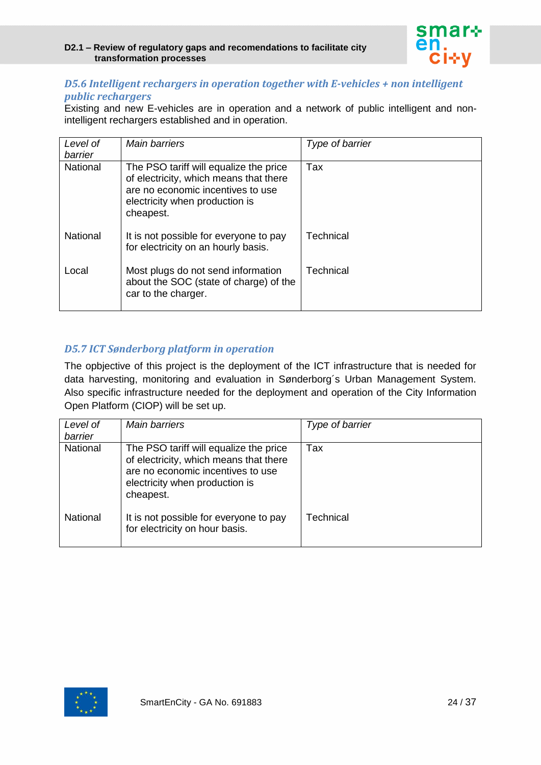### *D5.6 Intelligent rechargers in operation together with E-vehicles + non intelligent public rechargers*

Existing and new E-vehicles are in operation and a network of public intelligent and non-intelligent rechargers established and in operation.

| *Level of barrier* | *Main barriers* | *Type of barrier* |
|---|---|---|
| National | The PSO tariff will equalize the price of electricity, which means that there are no economic incentives to use electricity when production is cheapest. | Tax |
| National | It is not possible for everyone to pay for electricity on an hourly basis. | Technical |
| Local | Most plugs do not send information about the SOC (state of charge) of the car to the charger. | Technical |

### *D5.7 ICT Sønderborg platform in operation*

The opbjective of this project is the deployment of the ICT infrastructure that is needed for data harvesting, monitoring and evaluation in Sønderborg´s Urban Management System. Also specific infrastructure needed for the deployment and operation of the City Information Open Platform (CIOP) will be set up.

| *Level of barrier* | *Main barriers* | *Type of barrier* |
|---|---|---|
| National | The PSO tariff will equalize the price of electricity, which means that there are no economic incentives to use electricity when production is cheapest. | Tax |
| National | It is not possible for everyone to pay for electricity on hour basis. | Technical |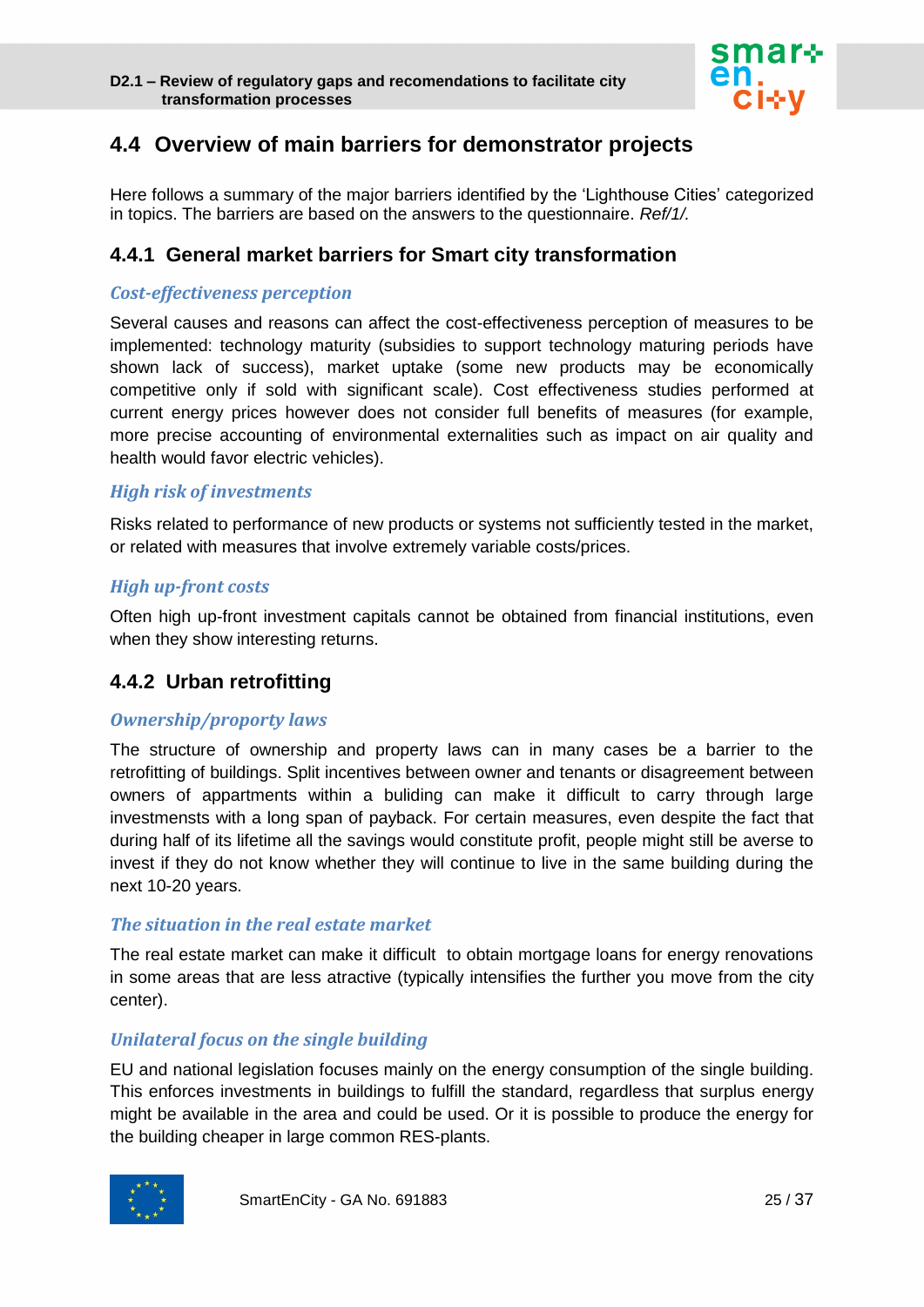## 4.4 Overview of main barriers for demonstrator projects

Here follows a summary of the major barriers identified by the 'Lighthouse Cities' categorized in topics. The barriers are based on the answers to the questionnaire. *Ref/1/.*

### 4.4.1 General market barriers for Smart city transformation

#### *Cost-effectiveness perception*

Several causes and reasons can affect the cost-effectiveness perception of measures to be implemented: technology maturity (subsidies to support technology maturing periods have shown lack of success), market uptake (some new products may be economically competitive only if sold with significant scale). Cost effectiveness studies performed at current energy prices however does not consider full benefits of measures (for example, more precise accounting of environmental externalities such as impact on air quality and health would favor electric vehicles).

#### *High risk of investments*

Risks related to performance of new products or systems not sufficiently tested in the market, or related with measures that involve extremely variable costs/prices.

#### *High up-front costs*

Often high up-front investment capitals cannot be obtained from financial institutions, even when they show interesting returns.

### 4.4.2 Urban retrofitting

#### *Ownership/property laws*

The structure of ownership and property laws can in many cases be a barrier to the retrofitting of buildings. Split incentives between owner and tenants or disagreement between owners of appartments within a buliding can make it difficult to carry through large investmensts with a long span of payback. For certain measures, even despite the fact that during half of its lifetime all the savings would constitute profit, people might still be averse to invest if they do not know whether they will continue to live in the same building during the next 10-20 years.

#### *The situation in the real estate market*

The real estate market can make it difficult to obtain mortgage loans for energy renovations in some areas that are less atractive (typically intensifies the further you move from the city center).

#### *Unilateral focus on the single building*

EU and national legislation focuses mainly on the energy consumption of the single building. This enforces investments in buildings to fulfill the standard, regardless that surplus energy might be available in the area and could be used. Or it is possible to produce the energy for the building cheaper in large common RES-plants.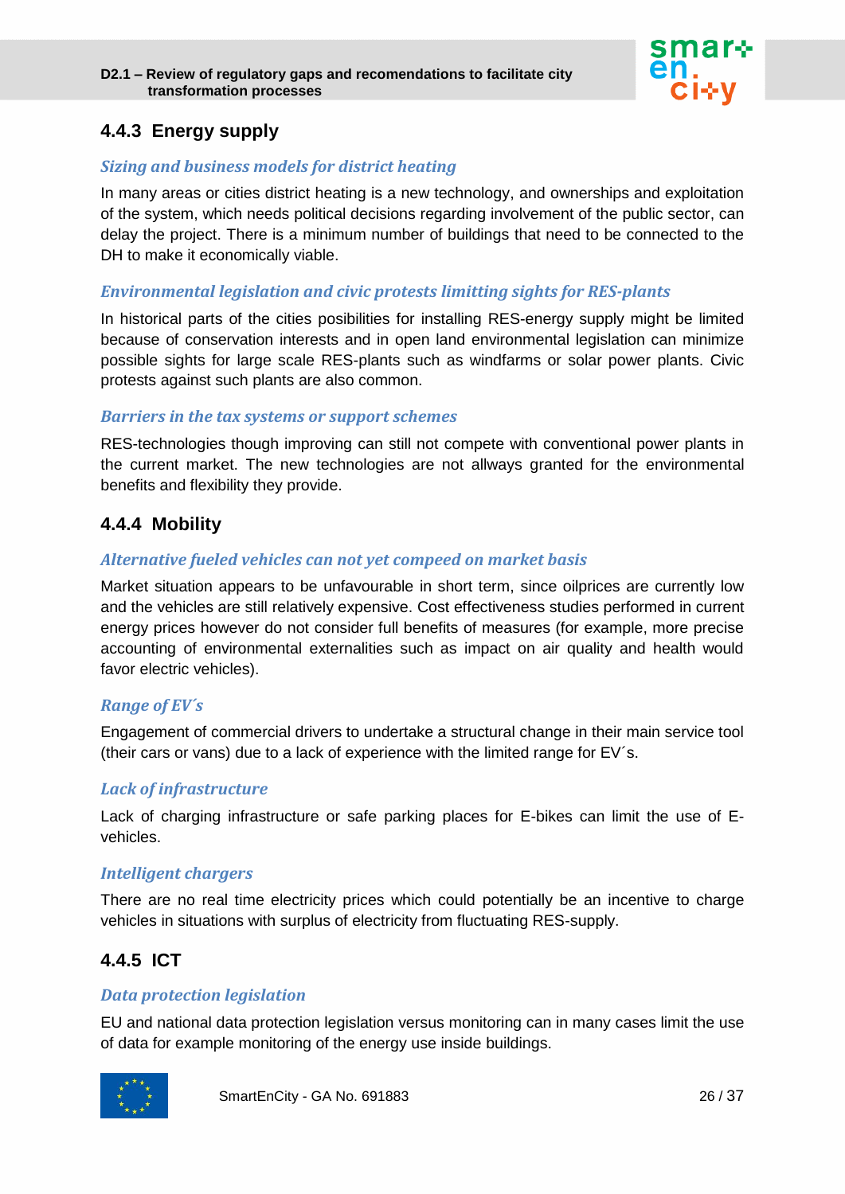### 4.4.3 Energy supply

*Sizing and business models for district heating*

In many areas or cities district heating is a new technology, and ownerships and exploitation of the system, which needs political decisions regarding involvement of the public sector, can delay the project. There is a minimum number of buildings that need to be connected to the DH to make it economically viable.

*Environmental legislation and civic protests limitting sights for RES-plants*

In historical parts of the cities posibilities for installing RES-energy supply might be limited because of conservation interests and in open land environmental legislation can minimize possible sights for large scale RES-plants such as windfarms or solar power plants. Civic protests against such plants are also common.

*Barriers in the tax systems or support schemes*

RES-technologies though improving can still not compete with conventional power plants in the current market. The new technologies are not allways granted for the environmental benefits and flexibility they provide.

### 4.4.4 Mobility

*Alternative fueled vehicles can not yet compeed on market basis*

Market situation appears to be unfavourable in short term, since oilprices are currently low and the vehicles are still relatively expensive. Cost effectiveness studies performed in current energy prices however do not consider full benefits of measures (for example, more precise accounting of environmental externalities such as impact on air quality and health would favor electric vehicles).

*Range of EV´s*

Engagement of commercial drivers to undertake a structural change in their main service tool (their cars or vans) due to a lack of experience with the limited range for EV´s.

*Lack of infrastructure*

Lack of charging infrastructure or safe parking places for E-bikes can limit the use of E-vehicles.

*Intelligent chargers*

There are no real time electricity prices which could potentially be an incentive to charge vehicles in situations with surplus of electricity from fluctuating RES-supply.

### 4.4.5 ICT

*Data protection legislation*

EU and national data protection legislation versus monitoring can in many cases limit the use of data for example monitoring of the energy use inside buildings.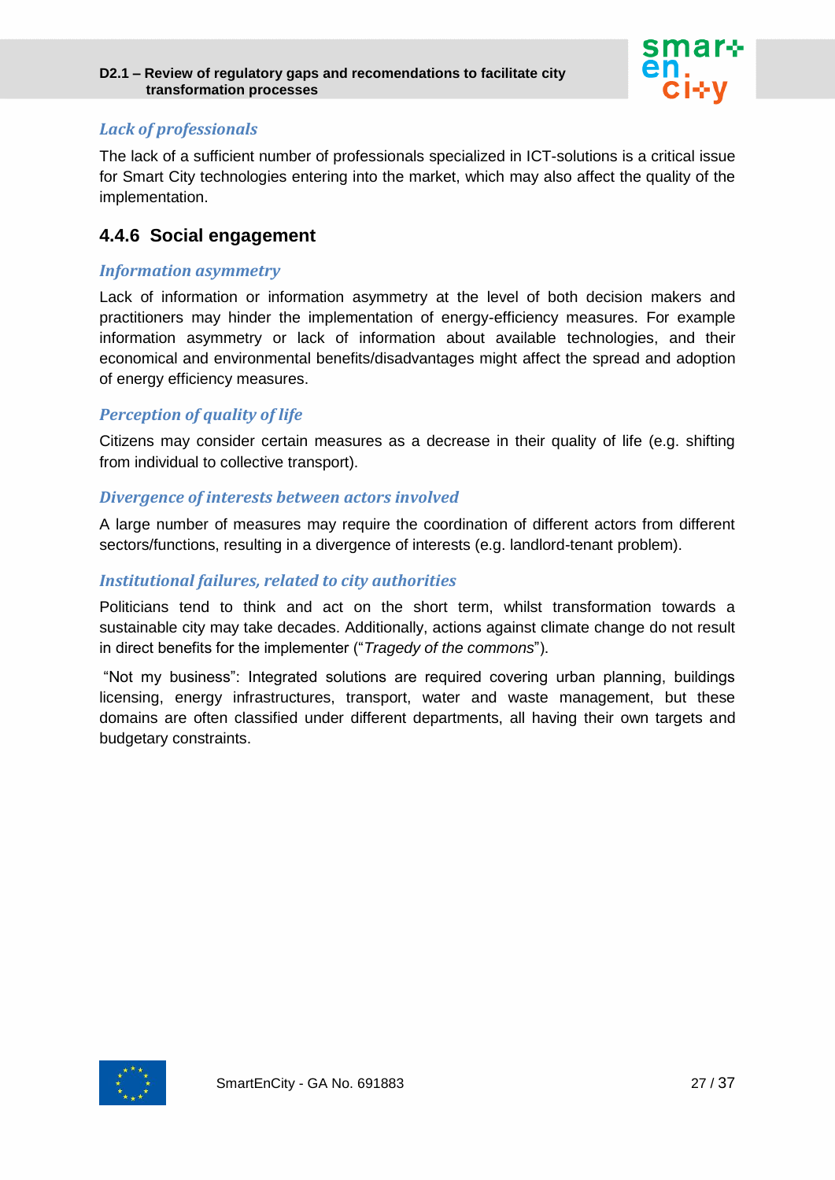*Lack of professionals*

The lack of a sufficient number of professionals specialized in ICT-solutions is a critical issue for Smart City technologies entering into the market, which may also affect the quality of the implementation.

### 4.4.6 Social engagement

*Information asymmetry*

Lack of information or information asymmetry at the level of both decision makers and practitioners may hinder the implementation of energy-efficiency measures. For example information asymmetry or lack of information about available technologies, and their economical and environmental benefits/disadvantages might affect the spread and adoption of energy efficiency measures.

*Perception of quality of life*

Citizens may consider certain measures as a decrease in their quality of life (e.g. shifting from individual to collective transport).

*Divergence of interests between actors involved*

A large number of measures may require the coordination of different actors from different sectors/functions, resulting in a divergence of interests (e.g. landlord-tenant problem).

*Institutional failures, related to city authorities*

Politicians tend to think and act on the short term, whilst transformation towards a sustainable city may take decades. Additionally, actions against climate change do not result in direct benefits for the implementer ("*Tragedy of the commons*").

"Not my business": Integrated solutions are required covering urban planning, buildings licensing, energy infrastructures, transport, water and waste management, but these domains are often classified under different departments, all having their own targets and budgetary constraints.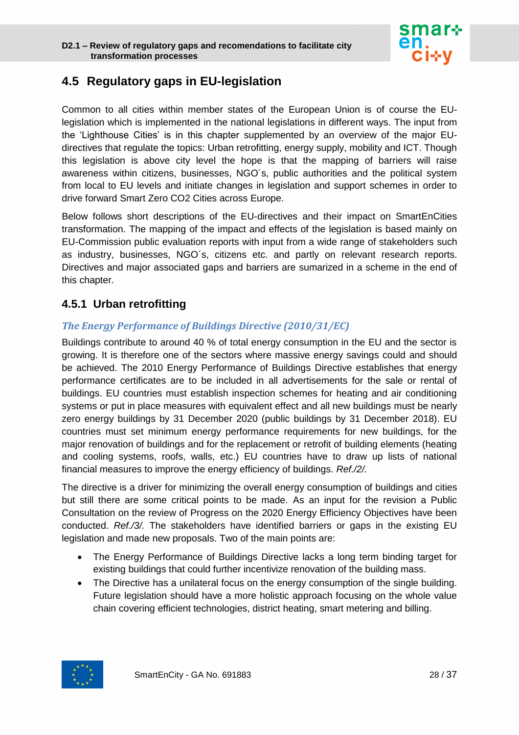## 4.5 Regulatory gaps in EU-legislation

Common to all cities within member states of the European Union is of course the EU-legislation which is implemented in the national legislations in different ways. The input from the 'Lighthouse Cities' is in this chapter supplemented by an overview of the major EU-directives that regulate the topics: Urban retrofitting, energy supply, mobility and ICT. Though this legislation is above city level the hope is that the mapping of barriers will raise awareness within citizens, businesses, NGO´s, public authorities and the political system from local to EU levels and initiate changes in legislation and support schemes in order to drive forward Smart Zero CO2 Cities across Europe.

Below follows short descriptions of the EU-directives and their impact on SmartEnCities transformation. The mapping of the impact and effects of the legislation is based mainly on EU-Commission public evaluation reports with input from a wide range of stakeholders such as industry, businesses, NGO´s, citizens etc. and partly on relevant research reports. Directives and major associated gaps and barriers are sumarized in a scheme in the end of this chapter.

### 4.5.1 Urban retrofitting

#### *The Energy Performance of Buildings Directive (2010/31/EC)*

Buildings contribute to around 40 % of total energy consumption in the EU and the sector is growing. It is therefore one of the sectors where massive energy savings could and should be achieved. The 2010 Energy Performance of Buildings Directive establishes that energy performance certificates are to be included in all advertisements for the sale or rental of buildings. EU countries must establish inspection schemes for heating and air conditioning systems or put in place measures with equivalent effect and all new buildings must be nearly zero energy buildings by 31 December 2020 (public buildings by 31 December 2018). EU countries must set minimum energy performance requirements for new buildings, for the major renovation of buildings and for the replacement or retrofit of building elements (heating and cooling systems, roofs, walls, etc.) EU countries have to draw up lists of national financial measures to improve the energy efficiency of buildings. *Ref./2/.*

The directive is a driver for minimizing the overall energy consumption of buildings and cities but still there are some critical points to be made. As an input for the revision a Public Consultation on the review of Progress on the 2020 Energy Efficiency Objectives have been conducted. *Ref./3/.* The stakeholders have identified barriers or gaps in the existing EU legislation and made new proposals. Two of the main points are:

- The Energy Performance of Buildings Directive lacks a long term binding target for existing buildings that could further incentivize renovation of the building mass.
- The Directive has a unilateral focus on the energy consumption of the single building. Future legislation should have a more holistic approach focusing on the whole value chain covering efficient technologies, district heating, smart metering and billing.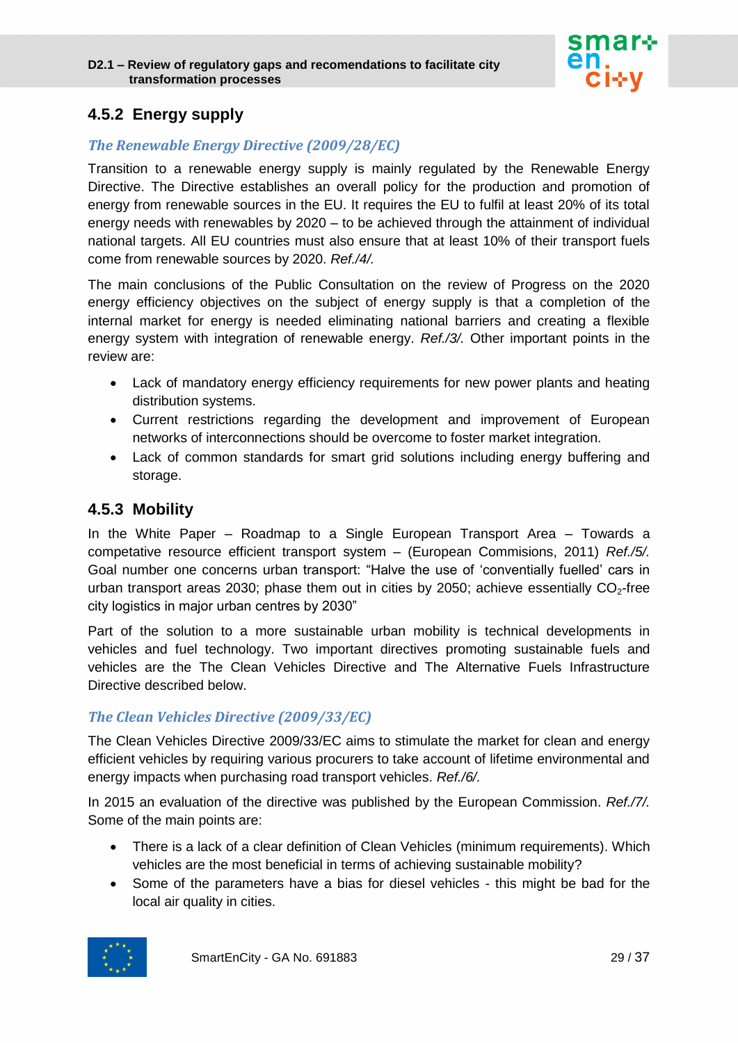### 4.5.2 Energy supply

*The Renewable Energy Directive (2009/28/EC)*

Transition to a renewable energy supply is mainly regulated by the Renewable Energy Directive. The Directive establishes an overall policy for the production and promotion of energy from renewable sources in the EU. It requires the EU to fulfil at least 20% of its total energy needs with renewables by 2020 – to be achieved through the attainment of individual national targets. All EU countries must also ensure that at least 10% of their transport fuels come from renewable sources by 2020. *Ref./4/.*

The main conclusions of the Public Consultation on the review of Progress on the 2020 energy efficiency objectives on the subject of energy supply is that a completion of the internal market for energy is needed eliminating national barriers and creating a flexible energy system with integration of renewable energy. *Ref./3/.* Other important points in the review are:

- Lack of mandatory energy efficiency requirements for new power plants and heating distribution systems.
- Current restrictions regarding the development and improvement of European networks of interconnections should be overcome to foster market integration.
- Lack of common standards for smart grid solutions including energy buffering and storage.

### 4.5.3 Mobility

In the White Paper – Roadmap to a Single European Transport Area – Towards a competative resource efficient transport system – (European Commisions, 2011) *Ref./5/.* Goal number one concerns urban transport: "Halve the use of 'conventially fuelled' cars in urban transport areas 2030; phase them out in cities by 2050; achieve essentially $CO_2$-free city logistics in major urban centres by 2030"

Part of the solution to a more sustainable urban mobility is technical developments in vehicles and fuel technology. Two important directives promoting sustainable fuels and vehicles are the The Clean Vehicles Directive and The Alternative Fuels Infrastructure Directive described below.

*The Clean Vehicles Directive (2009/33/EC)*

The Clean Vehicles Directive 2009/33/EC aims to stimulate the market for clean and energy efficient vehicles by requiring various procurers to take account of lifetime environmental and energy impacts when purchasing road transport vehicles. *Ref./6/.*

In 2015 an evaluation of the directive was published by the European Commission. *Ref./7/.* Some of the main points are:

- There is a lack of a clear definition of Clean Vehicles (minimum requirements). Which vehicles are the most beneficial in terms of achieving sustainable mobility?
- Some of the parameters have a bias for diesel vehicles - this might be bad for the local air quality in cities.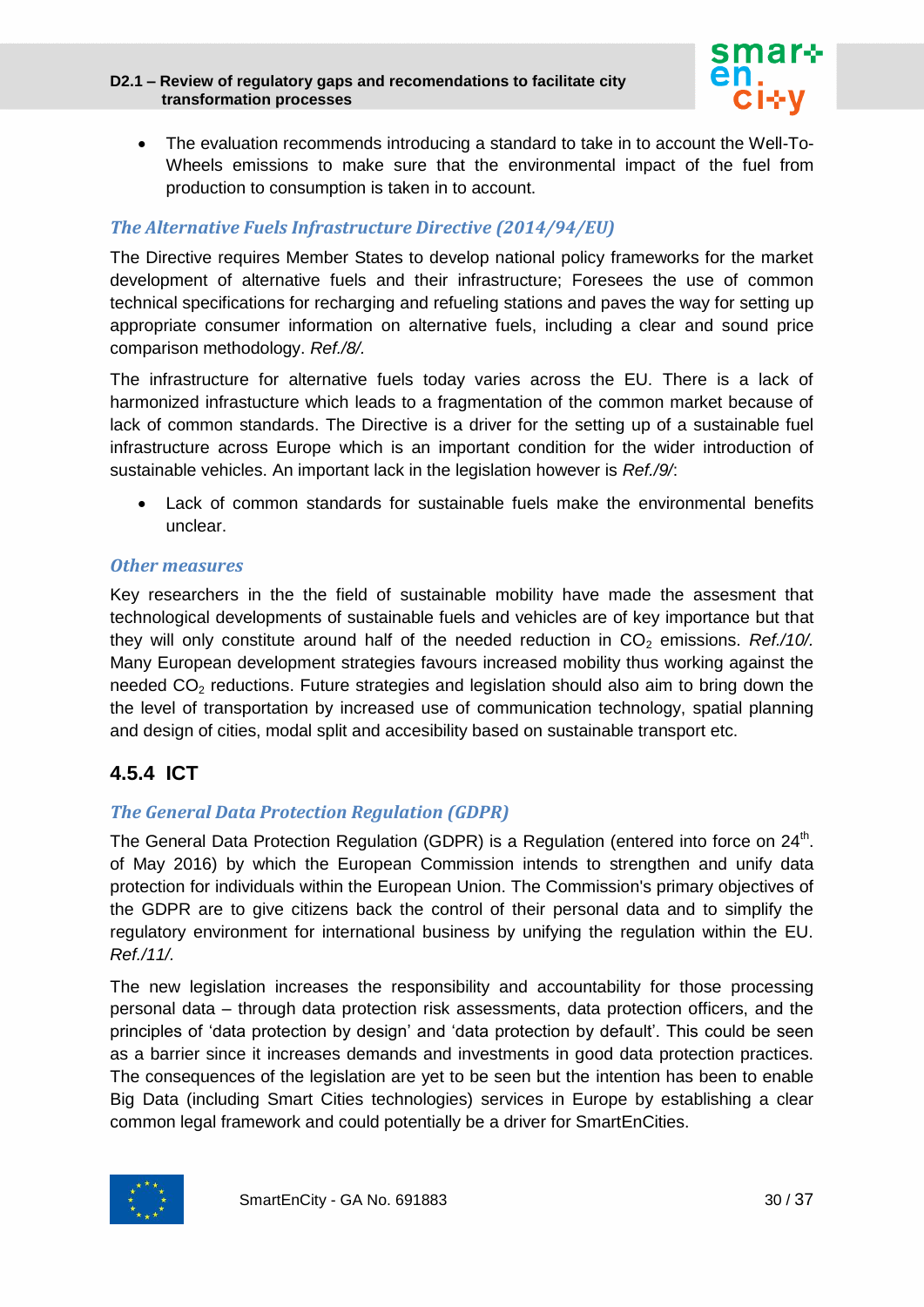- The evaluation recommends introducing a standard to take in to account the Well-To-Wheels emissions to make sure that the environmental impact of the fuel from production to consumption is taken in to account.

### *The Alternative Fuels Infrastructure Directive (2014/94/EU)*

The Directive requires Member States to develop national policy frameworks for the market development of alternative fuels and their infrastructure; Foresees the use of common technical specifications for recharging and refueling stations and paves the way for setting up appropriate consumer information on alternative fuels, including a clear and sound price comparison methodology. *Ref./8/.*

The infrastructure for alternative fuels today varies across the EU. There is a lack of harmonized infrastucture which leads to a fragmentation of the common market because of lack of common standards. The Directive is a driver for the setting up of a sustainable fuel infrastructure across Europe which is an important condition for the wider introduction of sustainable vehicles. An important lack in the legislation however is *Ref./9/*:

- Lack of common standards for sustainable fuels make the environmental benefits unclear.

### *Other measures*

Key researchers in the the field of sustainable mobility have made the assesment that technological developments of sustainable fuels and vehicles are of key importance but that they will only constitute around half of the needed reduction in $CO_2$ emissions. *Ref./10/.* Many European development strategies favours increased mobility thus working against the needed $CO_2$ reductions. Future strategies and legislation should also aim to bring down the the level of transportation by increased use of communication technology, spatial planning and design of cities, modal split and accesibility based on sustainable transport etc.

## 4.5.4 ICT

### *The General Data Protection Regulation (GDPR)*

The General Data Protection Regulation (GDPR) is a Regulation (entered into force on 24$^{th}$. of May 2016) by which the European Commission intends to strengthen and unify data protection for individuals within the European Union. The Commission's primary objectives of the GDPR are to give citizens back the control of their personal data and to simplify the regulatory environment for international business by unifying the regulation within the EU. *Ref./11/.*

The new legislation increases the responsibility and accountability for those processing personal data – through data protection risk assessments, data protection officers, and the principles of 'data protection by design' and 'data protection by default'. This could be seen as a barrier since it increases demands and investments in good data protection practices. The consequences of the legislation are yet to be seen but the intention has been to enable Big Data (including Smart Cities technologies) services in Europe by establishing a clear common legal framework and could potentially be a driver for SmartEnCities.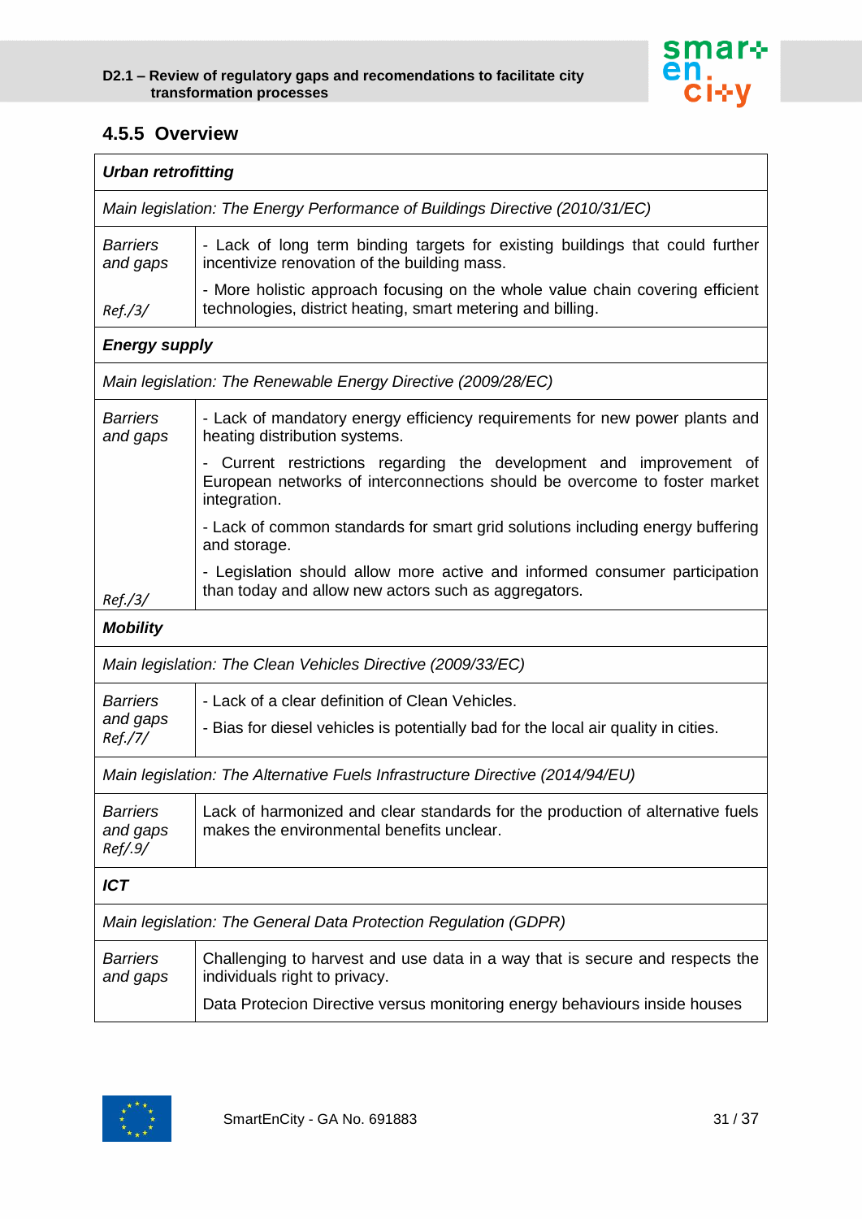### 4.5.5 Overview

| ***Urban retrofitting*** | |
|---|---|
| *Main legislation: The Energy Performance of Buildings Directive (2010/31/EC)* | |
| *Barriers and gaps*<br><br>*Ref./3/* | - Lack of long term binding targets for existing buildings that could further incentivize renovation of the building mass.<br>- More holistic approach focusing on the whole value chain covering efficient technologies, district heating, smart metering and billing. |
| ***Energy supply*** | |
| *Main legislation: The Renewable Energy Directive (2009/28/EC)* | |
| *Barriers and gaps*<br><br>*Ref./3/* | - Lack of mandatory energy efficiency requirements for new power plants and heating distribution systems.<br>- Current restrictions regarding the development and improvement of European networks of interconnections should be overcome to foster market integration.<br>- Lack of common standards for smart grid solutions including energy buffering and storage.<br>- Legislation should allow more active and informed consumer participation than today and allow new actors such as aggregators. |
| ***Mobility*** | |
| *Main legislation: The Clean Vehicles Directive (2009/33/EC)* | |
| *Barriers and gaps Ref./7/* | - Lack of a clear definition of Clean Vehicles.<br>- Bias for diesel vehicles is potentially bad for the local air quality in cities. |
| *Main legislation: The Alternative Fuels Infrastructure Directive (2014/94/EU)* | |
| *Barriers and gaps Ref/.9/* | Lack of harmonized and clear standards for the production of alternative fuels makes the environmental benefits unclear. |
| ***ICT*** | |
| *Main legislation: The General Data Protection Regulation (GDPR)* | |
| *Barriers and gaps* | Challenging to harvest and use data in a way that is secure and respects the individuals right to privacy.<br>Data Protecion Directive versus monitoring energy behaviours inside houses |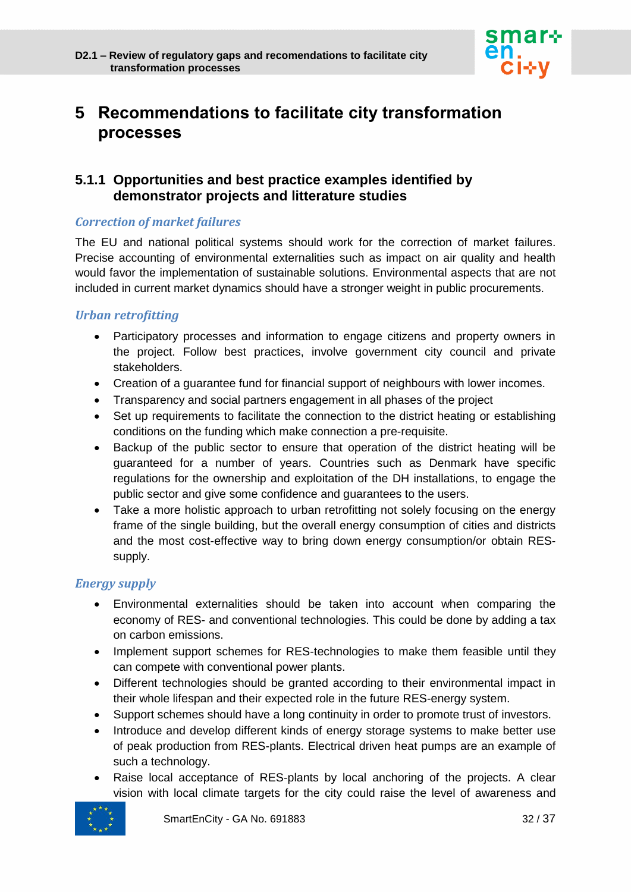# 5 Recommendations to facilitate city transformation processes

### 5.1.1 Opportunities and best practice examples identified by demonstrator projects and litterature studies

*Correction of market failures*

The EU and national political systems should work for the correction of market failures. Precise accounting of environmental externalities such as impact on air quality and health would favor the implementation of sustainable solutions. Environmental aspects that are not included in current market dynamics should have a stronger weight in public procurements.

*Urban retrofitting*

- Participatory processes and information to engage citizens and property owners in the project. Follow best practices, involve government city council and private stakeholders.
- Creation of a guarantee fund for financial support of neighbours with lower incomes.
- Transparency and social partners engagement in all phases of the project
- Set up requirements to facilitate the connection to the district heating or establishing conditions on the funding which make connection a pre-requisite.
- Backup of the public sector to ensure that operation of the district heating will be guaranteed for a number of years. Countries such as Denmark have specific regulations for the ownership and exploitation of the DH installations, to engage the public sector and give some confidence and guarantees to the users.
- Take a more holistic approach to urban retrofitting not solely focusing on the energy frame of the single building, but the overall energy consumption of cities and districts and the most cost-effective way to bring down energy consumption/or obtain RES-supply.

*Energy supply*

- Environmental externalities should be taken into account when comparing the economy of RES- and conventional technologies. This could be done by adding a tax on carbon emissions.
- Implement support schemes for RES-technologies to make them feasible until they can compete with conventional power plants.
- Different technologies should be granted according to their environmental impact in their whole lifespan and their expected role in the future RES-energy system.
- Support schemes should have a long continuity in order to promote trust of investors.
- Introduce and develop different kinds of energy storage systems to make better use of peak production from RES-plants. Electrical driven heat pumps are an example of such a technology.
- Raise local acceptance of RES-plants by local anchoring of the projects. A clear vision with local climate targets for the city could raise the level of awareness and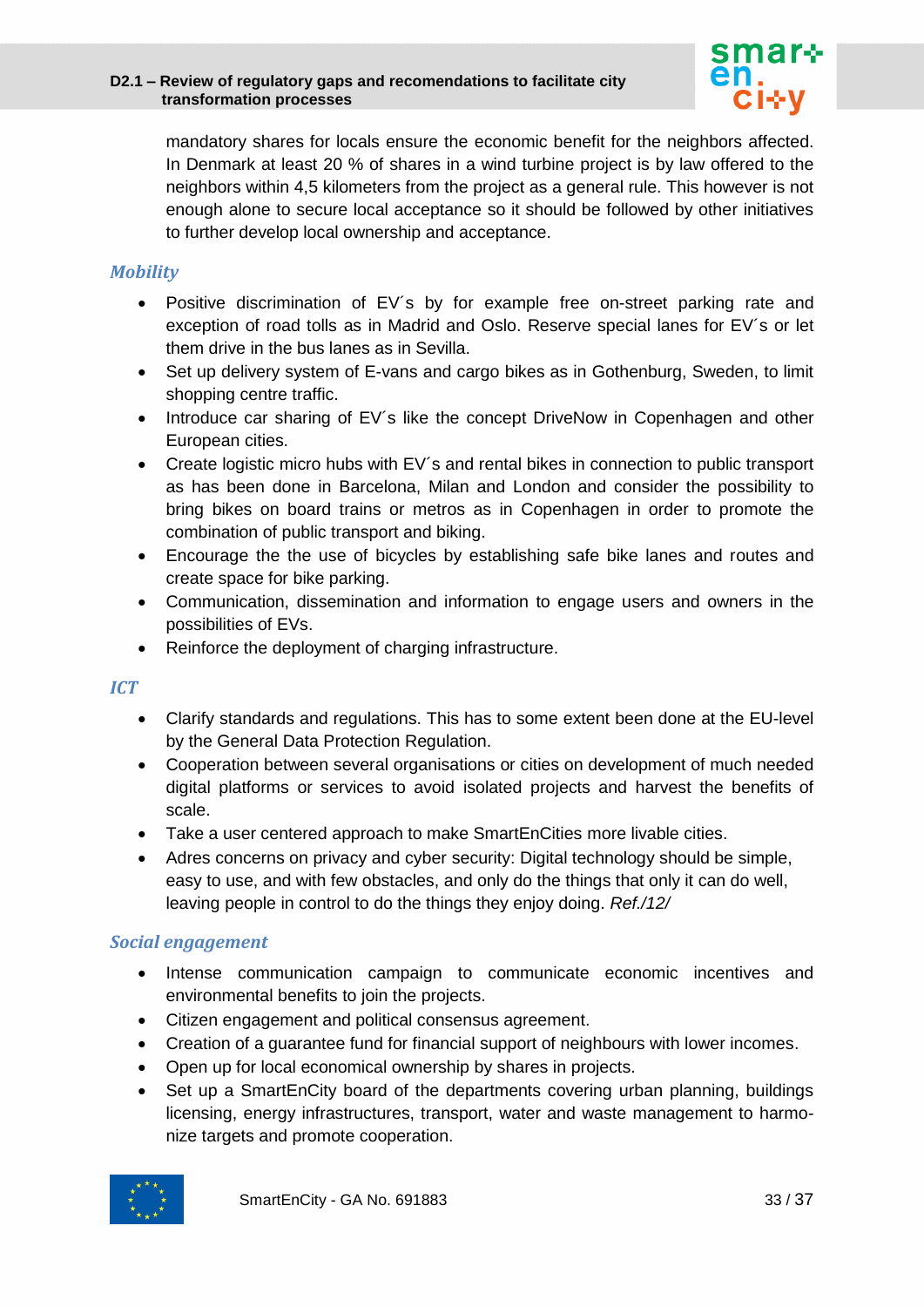mandatory shares for locals ensure the economic benefit for the neighbors affected. In Denmark at least 20 % of shares in a wind turbine project is by law offered to the neighbors within 4,5 kilometers from the project as a general rule. This however is not enough alone to secure local acceptance so it should be followed by other initiatives to further develop local ownership and acceptance.

### *Mobility*

- Positive discrimination of EV´s by for example free on-street parking rate and exception of road tolls as in Madrid and Oslo. Reserve special lanes for EV´s or let them drive in the bus lanes as in Sevilla.
- Set up delivery system of E-vans and cargo bikes as in Gothenburg, Sweden, to limit shopping centre traffic.
- Introduce car sharing of EV´s like the concept DriveNow in Copenhagen and other European cities.
- Create logistic micro hubs with EV´s and rental bikes in connection to public transport as has been done in Barcelona, Milan and London and consider the possibility to bring bikes on board trains or metros as in Copenhagen in order to promote the combination of public transport and biking.
- Encourage the the use of bicycles by establishing safe bike lanes and routes and create space for bike parking.
- Communication, dissemination and information to engage users and owners in the possibilities of EVs.
- Reinforce the deployment of charging infrastructure.

### *ICT*

- Clarify standards and regulations. This has to some extent been done at the EU-level by the General Data Protection Regulation.
- Cooperation between several organisations or cities on development of much needed digital platforms or services to avoid isolated projects and harvest the benefits of scale.
- Take a user centered approach to make SmartEnCities more livable cities.
- Adres concerns on privacy and cyber security: Digital technology should be simple, easy to use, and with few obstacles, and only do the things that only it can do well, leaving people in control to do the things they enjoy doing. *Ref./12/*

### *Social engagement*

- Intense communication campaign to communicate economic incentives and environmental benefits to join the projects.
- Citizen engagement and political consensus agreement.
- Creation of a guarantee fund for financial support of neighbours with lower incomes.
- Open up for local economical ownership by shares in projects.
- Set up a SmartEnCity board of the departments covering urban planning, buildings licensing, energy infrastructures, transport, water and waste management to harmonize targets and promote cooperation.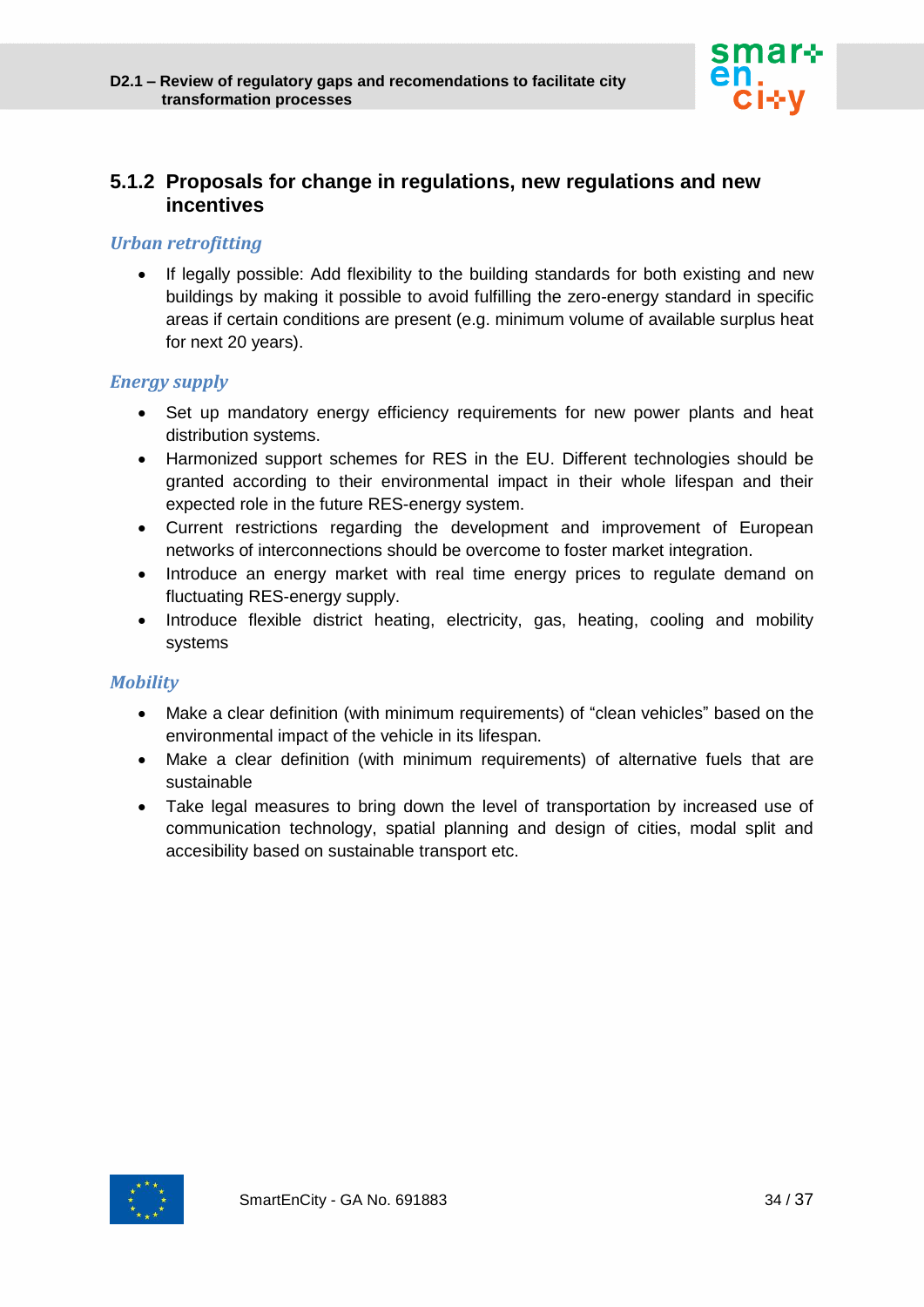### 5.1.2 Proposals for change in regulations, new regulations and new incentives

*Urban retrofitting*

- If legally possible: Add flexibility to the building standards for both existing and new buildings by making it possible to avoid fulfilling the zero-energy standard in specific areas if certain conditions are present (e.g. minimum volume of available surplus heat for next 20 years).

*Energy supply*

- Set up mandatory energy efficiency requirements for new power plants and heat distribution systems.
- Harmonized support schemes for RES in the EU. Different technologies should be granted according to their environmental impact in their whole lifespan and their expected role in the future RES-energy system.
- Current restrictions regarding the development and improvement of European networks of interconnections should be overcome to foster market integration.
- Introduce an energy market with real time energy prices to regulate demand on fluctuating RES-energy supply.
- Introduce flexible district heating, electricity, gas, heating, cooling and mobility systems

*Mobility*

- Make a clear definition (with minimum requirements) of "clean vehicles" based on the environmental impact of the vehicle in its lifespan.
- Make a clear definition (with minimum requirements) of alternative fuels that are sustainable
- Take legal measures to bring down the level of transportation by increased use of communication technology, spatial planning and design of cities, modal split and accesibility based on sustainable transport etc.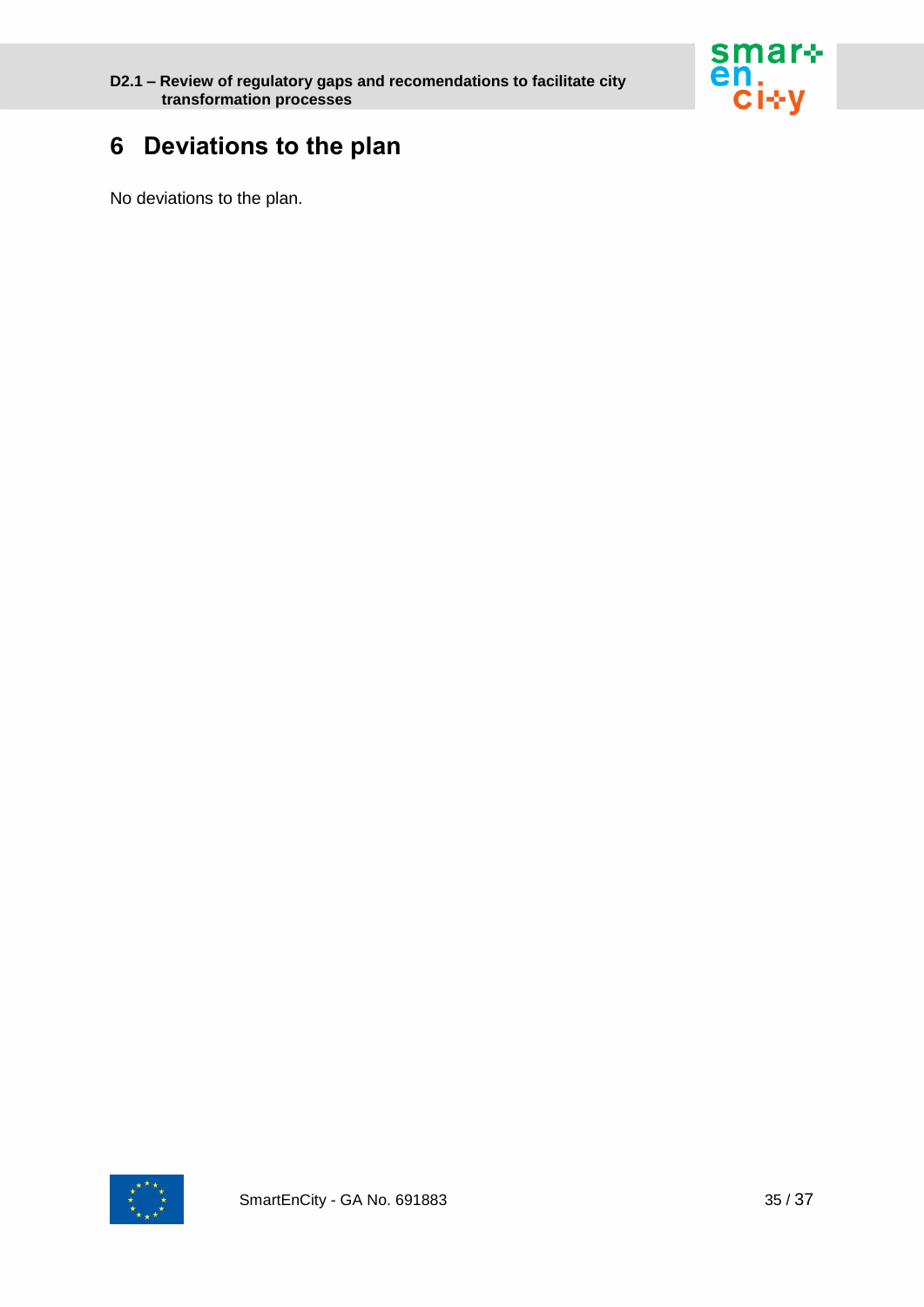# 6 Deviations to the plan

No deviations to the plan.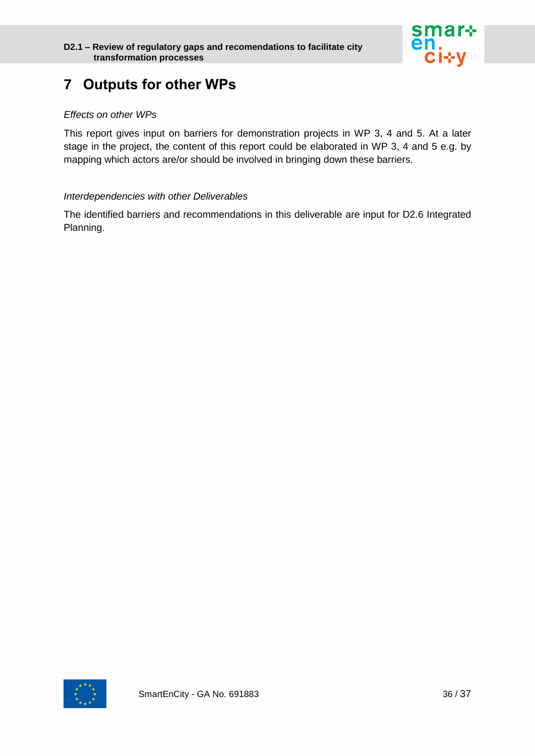# 7 Outputs for other WPs

*Effects on other WPs*

This report gives input on barriers for demonstration projects in WP 3, 4 and 5. At a later stage in the project, the content of this report could be elaborated in WP 3, 4 and 5 e.g. by mapping which actors are/or should be involved in bringing down these barriers.

*Interdependencies with other Deliverables*

The identified barriers and recommendations in this deliverable are input for D2.6 Integrated Planning.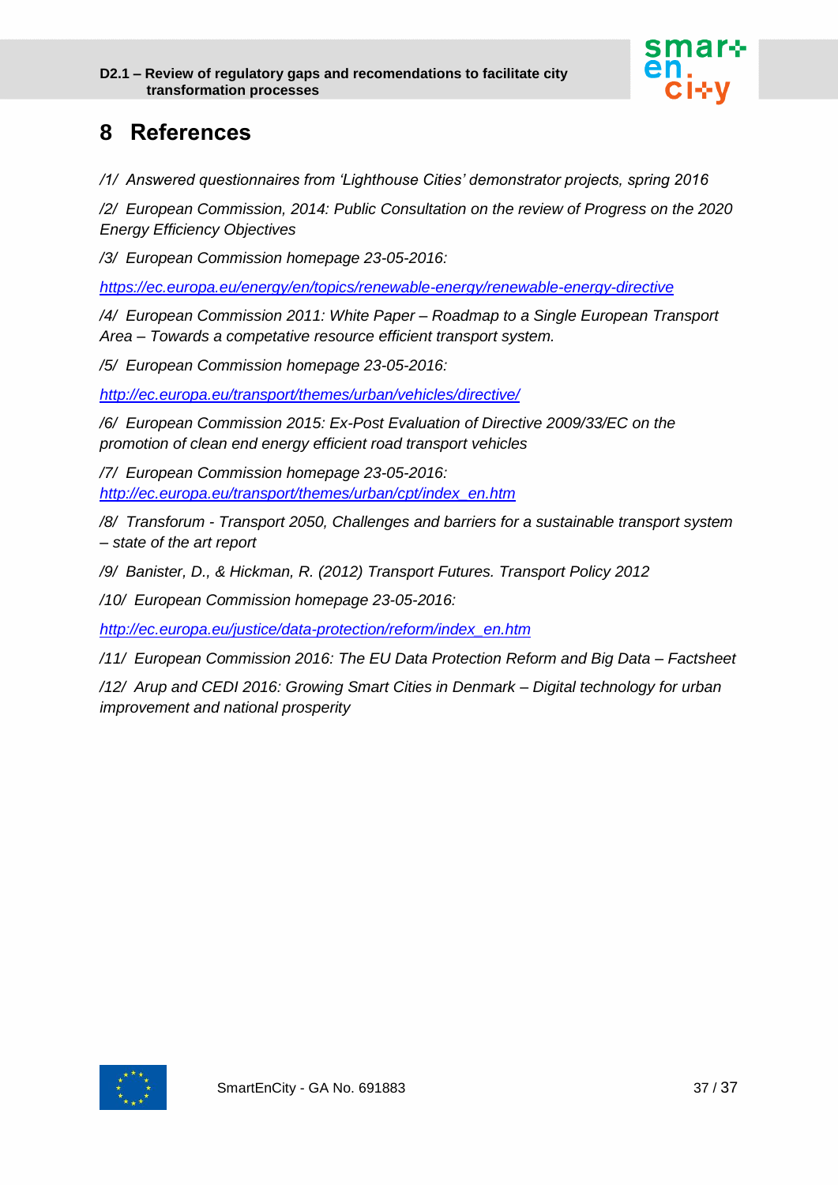# 8 References

*/1/ Answered questionnaires from 'Lighthouse Cities' demonstrator projects, spring 2016*

*/2/ European Commission, 2014: Public Consultation on the review of Progress on the 2020 Energy Efficiency Objectives*

*/3/ European Commission homepage 23-05-2016:*

*https://ec.europa.eu/energy/en/topics/renewable-energy/renewable-energy-directive*

*/4/ European Commission 2011: White Paper – Roadmap to a Single European Transport Area – Towards a competative resource efficient transport system.*

*/5/ European Commission homepage 23-05-2016:*

*http://ec.europa.eu/transport/themes/urban/vehicles/directive/*

*/6/ European Commission 2015: Ex-Post Evaluation of Directive 2009/33/EC on the promotion of clean end energy efficient road transport vehicles*

*/7/ European Commission homepage 23-05-2016: http://ec.europa.eu/transport/themes/urban/cpt/index_en.htm*

*/8/ Transforum - Transport 2050, Challenges and barriers for a sustainable transport system – state of the art report*

*/9/ Banister, D., & Hickman, R. (2012) Transport Futures. Transport Policy 2012*

*/10/ European Commission homepage 23-05-2016:*

*http://ec.europa.eu/justice/data-protection/reform/index_en.htm*

*/11/ European Commission 2016: The EU Data Protection Reform and Big Data – Factsheet*

*/12/ Arup and CEDI 2016: Growing Smart Cities in Denmark – Digital technology for urban improvement and national prosperity*